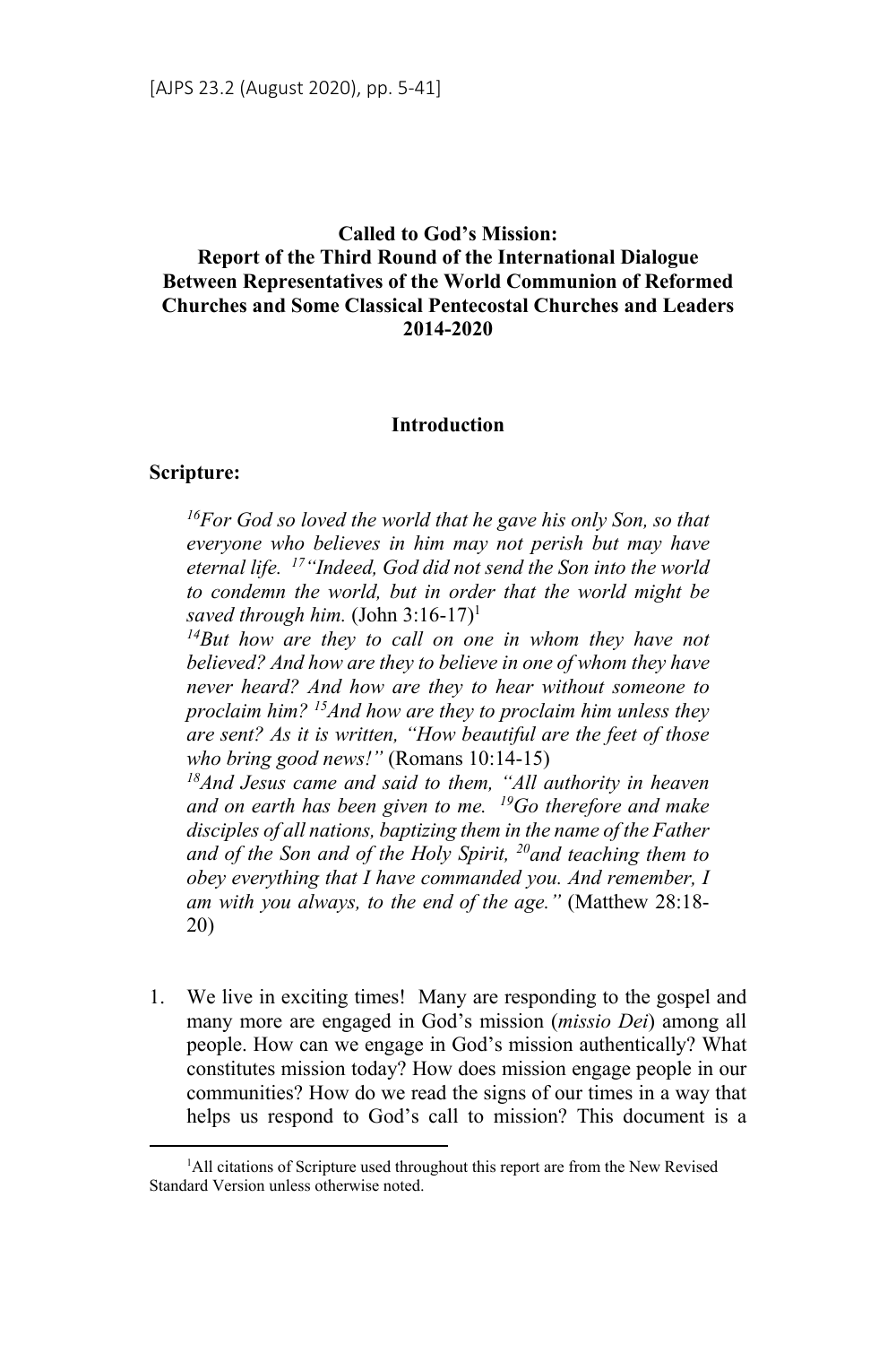# Called to God's Mission: Report of the Third Round of the International Dialogue Between Representatives of the World Communion of Reformed Churches and Some Classical Pentecostal Churches and Leaders 2014-2020

## Introduction

### Scripture:

> *[16]For God so loved the world that he gave his only Son, so that everyone who believes in him may not perish but may have eternal life. [17]"Indeed, God did not send the Son into the world to condemn the world, but in order that the world might be saved through him.* (John 3:16-17)[1]
>
> *[14]But how are they to call on one in whom they have not believed? And how are they to believe in one of whom they have never heard? And how are they to hear without someone to proclaim him? [15]And how are they to proclaim him unless they are sent? As it is written, "How beautiful are the feet of those who bring good news!"* (Romans 10:14-15)
>
> *[18]And Jesus came and said to them, "All authority in heaven and on earth has been given to me. [19]Go therefore and make disciples of all nations, baptizing them in the name of the Father and of the Son and of the Holy Spirit, [20]and teaching them to obey everything that I have commanded you. And remember, I am with you always, to the end of the age."* (Matthew 28:18-20)

1. We live in exciting times! Many are responding to the gospel and many more are engaged in God's mission (*missio Dei*) among all people. How can we engage in God's mission authentically? What constitutes mission today? How does mission engage people in our communities? How do we read the signs of our times in a way that helps us respond to God's call to mission? This document is a

[1]All citations of Scripture used throughout this report are from the New Revised Standard Version unless otherwise noted.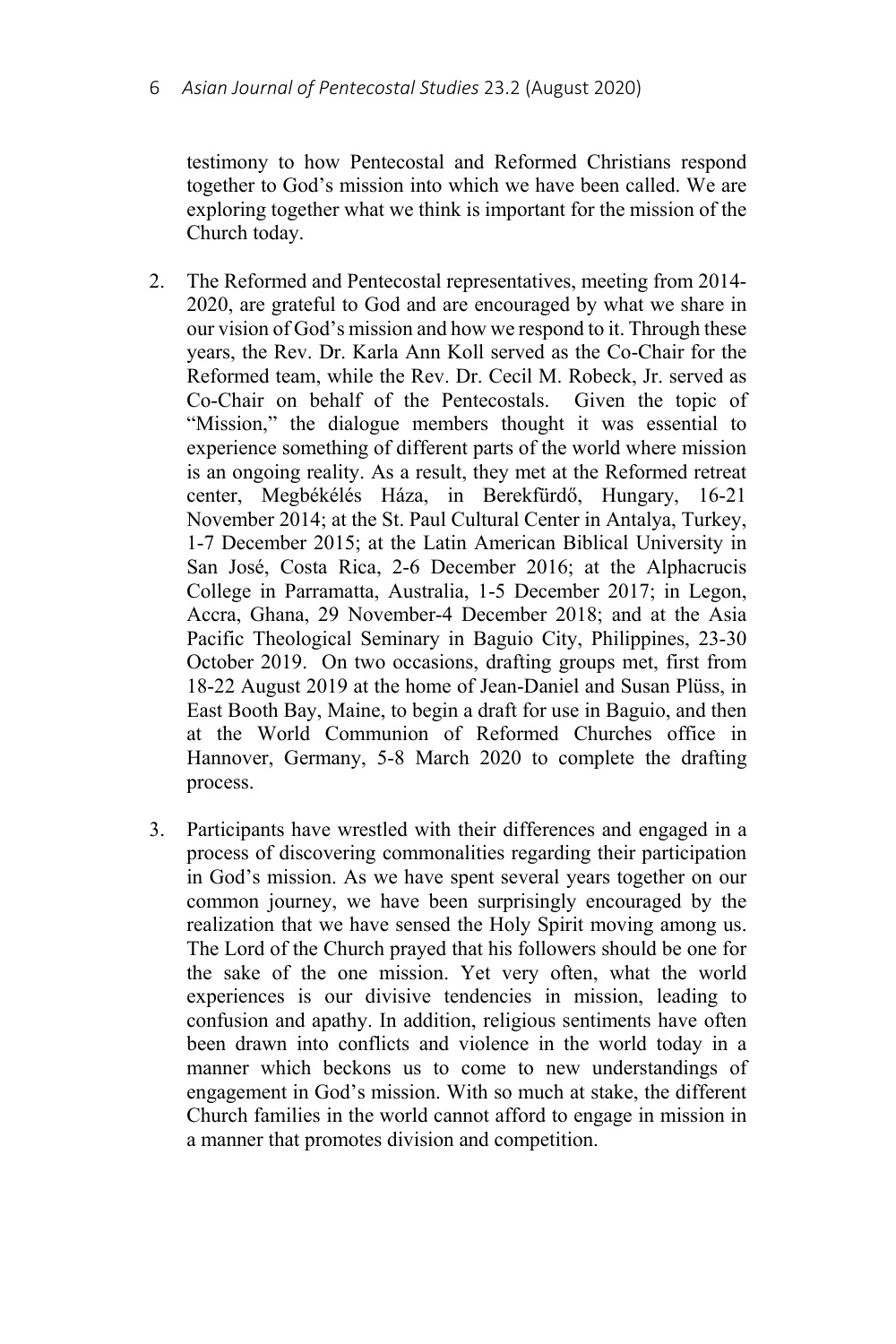testimony to how Pentecostal and Reformed Christians respond together to God's mission into which we have been called. We are exploring together what we think is important for the mission of the Church today.

2. The Reformed and Pentecostal representatives, meeting from 2014-2020, are grateful to God and are encouraged by what we share in our vision of God's mission and how we respond to it. Through these years, the Rev. Dr. Karla Ann Koll served as the Co-Chair for the Reformed team, while the Rev. Dr. Cecil M. Robeck, Jr. served as Co-Chair on behalf of the Pentecostals. Given the topic of "Mission," the dialogue members thought it was essential to experience something of different parts of the world where mission is an ongoing reality. As a result, they met at the Reformed retreat center, Megbékélés Háza, in Berekfürdő, Hungary, 16-21 November 2014; at the St. Paul Cultural Center in Antalya, Turkey, 1-7 December 2015; at the Latin American Biblical University in San José, Costa Rica, 2-6 December 2016; at the Alphacrucis College in Parramatta, Australia, 1-5 December 2017; in Legon, Accra, Ghana, 29 November-4 December 2018; and at the Asia Pacific Theological Seminary in Baguio City, Philippines, 23-30 October 2019. On two occasions, drafting groups met, first from 18-22 August 2019 at the home of Jean-Daniel and Susan Plüss, in East Booth Bay, Maine, to begin a draft for use in Baguio, and then at the World Communion of Reformed Churches office in Hannover, Germany, 5-8 March 2020 to complete the drafting process.

3. Participants have wrestled with their differences and engaged in a process of discovering commonalities regarding their participation in God's mission. As we have spent several years together on our common journey, we have been surprisingly encouraged by the realization that we have sensed the Holy Spirit moving among us. The Lord of the Church prayed that his followers should be one for the sake of the one mission. Yet very often, what the world experiences is our divisive tendencies in mission, leading to confusion and apathy. In addition, religious sentiments have often been drawn into conflicts and violence in the world today in a manner which beckons us to come to new understandings of engagement in God's mission. With so much at stake, the different Church families in the world cannot afford to engage in mission in a manner that promotes division and competition.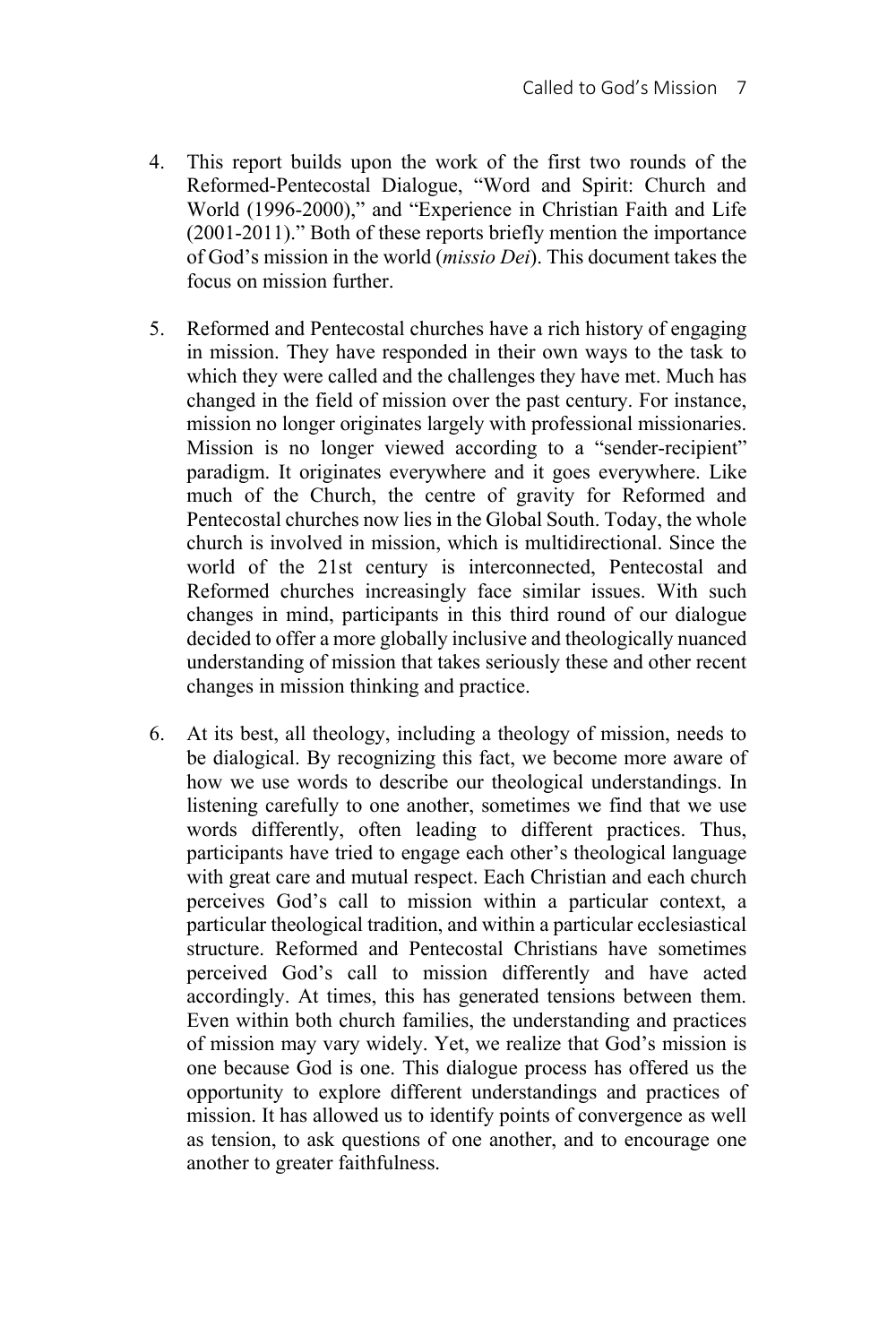4. This report builds upon the work of the first two rounds of the Reformed-Pentecostal Dialogue, "Word and Spirit: Church and World (1996-2000)," and "Experience in Christian Faith and Life (2001-2011)." Both of these reports briefly mention the importance of God's mission in the world (*missio Dei*). This document takes the focus on mission further.

5. Reformed and Pentecostal churches have a rich history of engaging in mission. They have responded in their own ways to the task to which they were called and the challenges they have met. Much has changed in the field of mission over the past century. For instance, mission no longer originates largely with professional missionaries. Mission is no longer viewed according to a "sender-recipient" paradigm. It originates everywhere and it goes everywhere. Like much of the Church, the centre of gravity for Reformed and Pentecostal churches now lies in the Global South. Today, the whole church is involved in mission, which is multidirectional. Since the world of the 21st century is interconnected, Pentecostal and Reformed churches increasingly face similar issues. With such changes in mind, participants in this third round of our dialogue decided to offer a more globally inclusive and theologically nuanced understanding of mission that takes seriously these and other recent changes in mission thinking and practice.

6. At its best, all theology, including a theology of mission, needs to be dialogical. By recognizing this fact, we become more aware of how we use words to describe our theological understandings. In listening carefully to one another, sometimes we find that we use words differently, often leading to different practices. Thus, participants have tried to engage each other's theological language with great care and mutual respect. Each Christian and each church perceives God's call to mission within a particular context, a particular theological tradition, and within a particular ecclesiastical structure. Reformed and Pentecostal Christians have sometimes perceived God's call to mission differently and have acted accordingly. At times, this has generated tensions between them. Even within both church families, the understanding and practices of mission may vary widely. Yet, we realize that God's mission is one because God is one. This dialogue process has offered us the opportunity to explore different understandings and practices of mission. It has allowed us to identify points of convergence as well as tension, to ask questions of one another, and to encourage one another to greater faithfulness.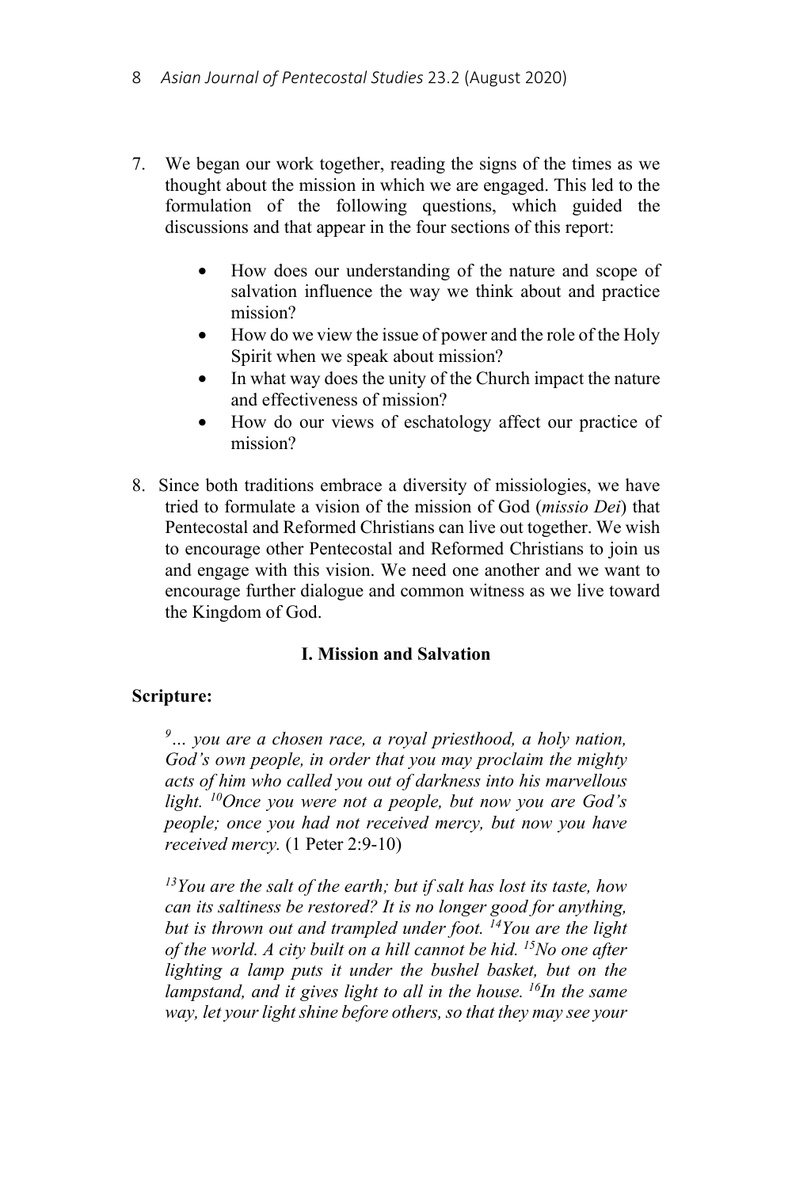7. We began our work together, reading the signs of the times as we thought about the mission in which we are engaged. This led to the formulation of the following questions, which guided the discussions and that appear in the four sections of this report:

   - How does our understanding of the nature and scope of salvation influence the way we think about and practice mission?
   - How do we view the issue of power and the role of the Holy Spirit when we speak about mission?
   - In what way does the unity of the Church impact the nature and effectiveness of mission?
   - How do our views of eschatology affect our practice of mission?

8. Since both traditions embrace a diversity of missiologies, we have tried to formulate a vision of the mission of God (*missio Dei*) that Pentecostal and Reformed Christians can live out together. We wish to encourage other Pentecostal and Reformed Christians to join us and engage with this vision. We need one another and we want to encourage further dialogue and common witness as we live toward the Kingdom of God.

## I. Mission and Salvation

**Scripture:**

*[9]… you are a chosen race, a royal priesthood, a holy nation, God's own people, in order that you may proclaim the mighty acts of him who called you out of darkness into his marvellous light. [10]Once you were not a people, but now you are God's people; once you had not received mercy, but now you have received mercy.* (1 Peter 2:9-10)

*[13]You are the salt of the earth; but if salt has lost its taste, how can its saltiness be restored? It is no longer good for anything, but is thrown out and trampled under foot. [14]You are the light of the world. A city built on a hill cannot be hid. [15]No one after lighting a lamp puts it under the bushel basket, but on the lampstand, and it gives light to all in the house. [16]In the same way, let your light shine before others, so that they may see your*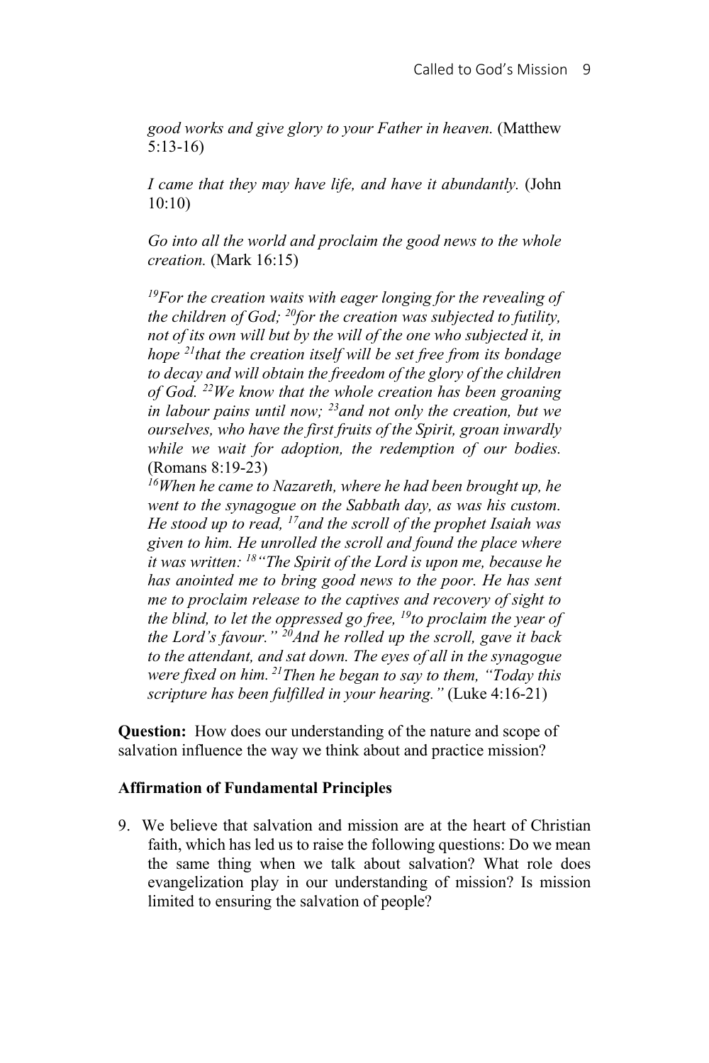*good works and give glory to your Father in heaven.* (Matthew 5:13-16)

*I came that they may have life, and have it abundantly.* (John 10:10)

*Go into all the world and proclaim the good news to the whole creation.* (Mark 16:15)

*[19]For the creation waits with eager longing for the revealing of the children of God; [20]for the creation was subjected to futility, not of its own will but by the will of the one who subjected it, in hope [21]that the creation itself will be set free from its bondage to decay and will obtain the freedom of the glory of the children of God. [22]We know that the whole creation has been groaning in labour pains until now; [23]and not only the creation, but we ourselves, who have the first fruits of the Spirit, groan inwardly while we wait for adoption, the redemption of our bodies.* (Romans 8:19-23)

*[16]When he came to Nazareth, where he had been brought up, he went to the synagogue on the Sabbath day, as was his custom. He stood up to read, [17]and the scroll of the prophet Isaiah was given to him. He unrolled the scroll and found the place where it was written: [18]"The Spirit of the Lord is upon me, because he has anointed me to bring good news to the poor. He has sent me to proclaim release to the captives and recovery of sight to the blind, to let the oppressed go free, [19]to proclaim the year of the Lord's favour." [20]And he rolled up the scroll, gave it back to the attendant, and sat down. The eyes of all in the synagogue were fixed on him. [21]Then he began to say to them, "Today this scripture has been fulfilled in your hearing."* (Luke 4:16-21)

**Question:** How does our understanding of the nature and scope of salvation influence the way we think about and practice mission?

**Affirmation of Fundamental Principles**

9. We believe that salvation and mission are at the heart of Christian faith, which has led us to raise the following questions: Do we mean the same thing when we talk about salvation? What role does evangelization play in our understanding of mission? Is mission limited to ensuring the salvation of people?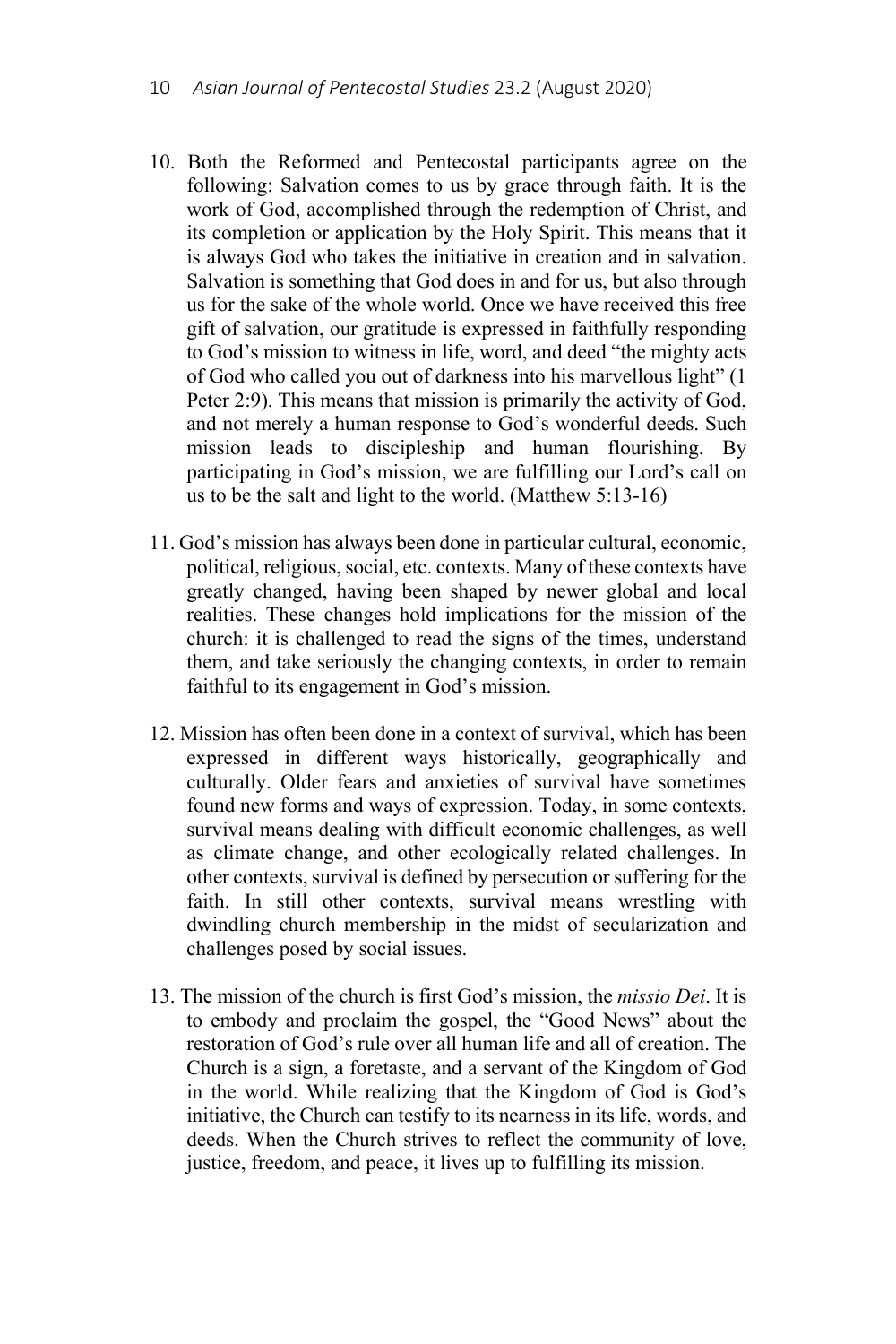10. Both the Reformed and Pentecostal participants agree on the following: Salvation comes to us by grace through faith. It is the work of God, accomplished through the redemption of Christ, and its completion or application by the Holy Spirit. This means that it is always God who takes the initiative in creation and in salvation. Salvation is something that God does in and for us, but also through us for the sake of the whole world. Once we have received this free gift of salvation, our gratitude is expressed in faithfully responding to God's mission to witness in life, word, and deed "the mighty acts of God who called you out of darkness into his marvellous light" (1 Peter 2:9). This means that mission is primarily the activity of God, and not merely a human response to God's wonderful deeds. Such mission leads to discipleship and human flourishing. By participating in God's mission, we are fulfilling our Lord's call on us to be the salt and light to the world. (Matthew 5:13-16)

11. God's mission has always been done in particular cultural, economic, political, religious, social, etc. contexts. Many of these contexts have greatly changed, having been shaped by newer global and local realities. These changes hold implications for the mission of the church: it is challenged to read the signs of the times, understand them, and take seriously the changing contexts, in order to remain faithful to its engagement in God's mission.

12. Mission has often been done in a context of survival, which has been expressed in different ways historically, geographically and culturally. Older fears and anxieties of survival have sometimes found new forms and ways of expression. Today, in some contexts, survival means dealing with difficult economic challenges, as well as climate change, and other ecologically related challenges. In other contexts, survival is defined by persecution or suffering for the faith. In still other contexts, survival means wrestling with dwindling church membership in the midst of secularization and challenges posed by social issues.

13. The mission of the church is first God's mission, the *missio Dei*. It is to embody and proclaim the gospel, the "Good News" about the restoration of God's rule over all human life and all of creation. The Church is a sign, a foretaste, and a servant of the Kingdom of God in the world. While realizing that the Kingdom of God is God's initiative, the Church can testify to its nearness in its life, words, and deeds. When the Church strives to reflect the community of love, justice, freedom, and peace, it lives up to fulfilling its mission.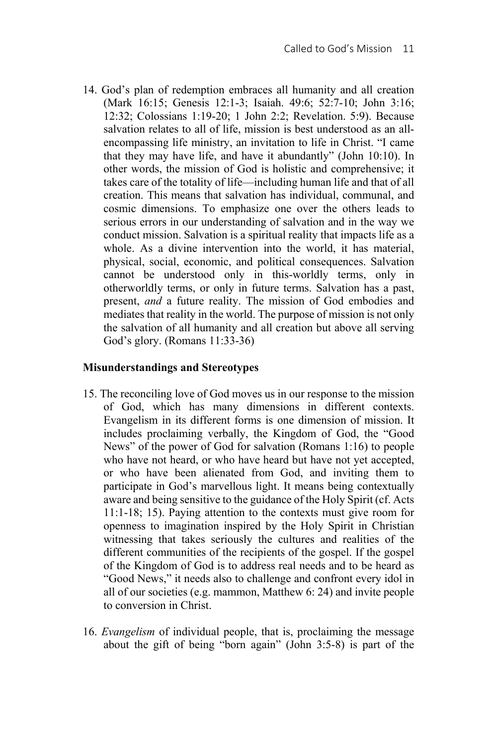14. God's plan of redemption embraces all humanity and all creation (Mark 16:15; Genesis 12:1-3; Isaiah. 49:6; 52:7-10; John 3:16; 12:32; Colossians 1:19-20; 1 John 2:2; Revelation. 5:9). Because salvation relates to all of life, mission is best understood as an all-encompassing life ministry, an invitation to life in Christ. "I came that they may have life, and have it abundantly" (John 10:10). In other words, the mission of God is holistic and comprehensive; it takes care of the totality of life—including human life and that of all creation. This means that salvation has individual, communal, and cosmic dimensions. To emphasize one over the others leads to serious errors in our understanding of salvation and in the way we conduct mission. Salvation is a spiritual reality that impacts life as a whole. As a divine intervention into the world, it has material, physical, social, economic, and political consequences. Salvation cannot be understood only in this-worldly terms, only in otherworldly terms, or only in future terms. Salvation has a past, present, *and* a future reality. The mission of God embodies and mediates that reality in the world. The purpose of mission is not only the salvation of all humanity and all creation but above all serving God's glory. (Romans 11:33-36)

**Misunderstandings and Stereotypes**

15. The reconciling love of God moves us in our response to the mission of God, which has many dimensions in different contexts. Evangelism in its different forms is one dimension of mission. It includes proclaiming verbally, the Kingdom of God, the "Good News" of the power of God for salvation (Romans 1:16) to people who have not heard, or who have heard but have not yet accepted, or who have been alienated from God, and inviting them to participate in God's marvellous light. It means being contextually aware and being sensitive to the guidance of the Holy Spirit (cf. Acts 11:1-18; 15). Paying attention to the contexts must give room for openness to imagination inspired by the Holy Spirit in Christian witnessing that takes seriously the cultures and realities of the different communities of the recipients of the gospel. If the gospel of the Kingdom of God is to address real needs and to be heard as "Good News," it needs also to challenge and confront every idol in all of our societies (e.g. mammon, Matthew 6: 24) and invite people to conversion in Christ.

16. *Evangelism* of individual people, that is, proclaiming the message about the gift of being "born again" (John 3:5-8) is part of the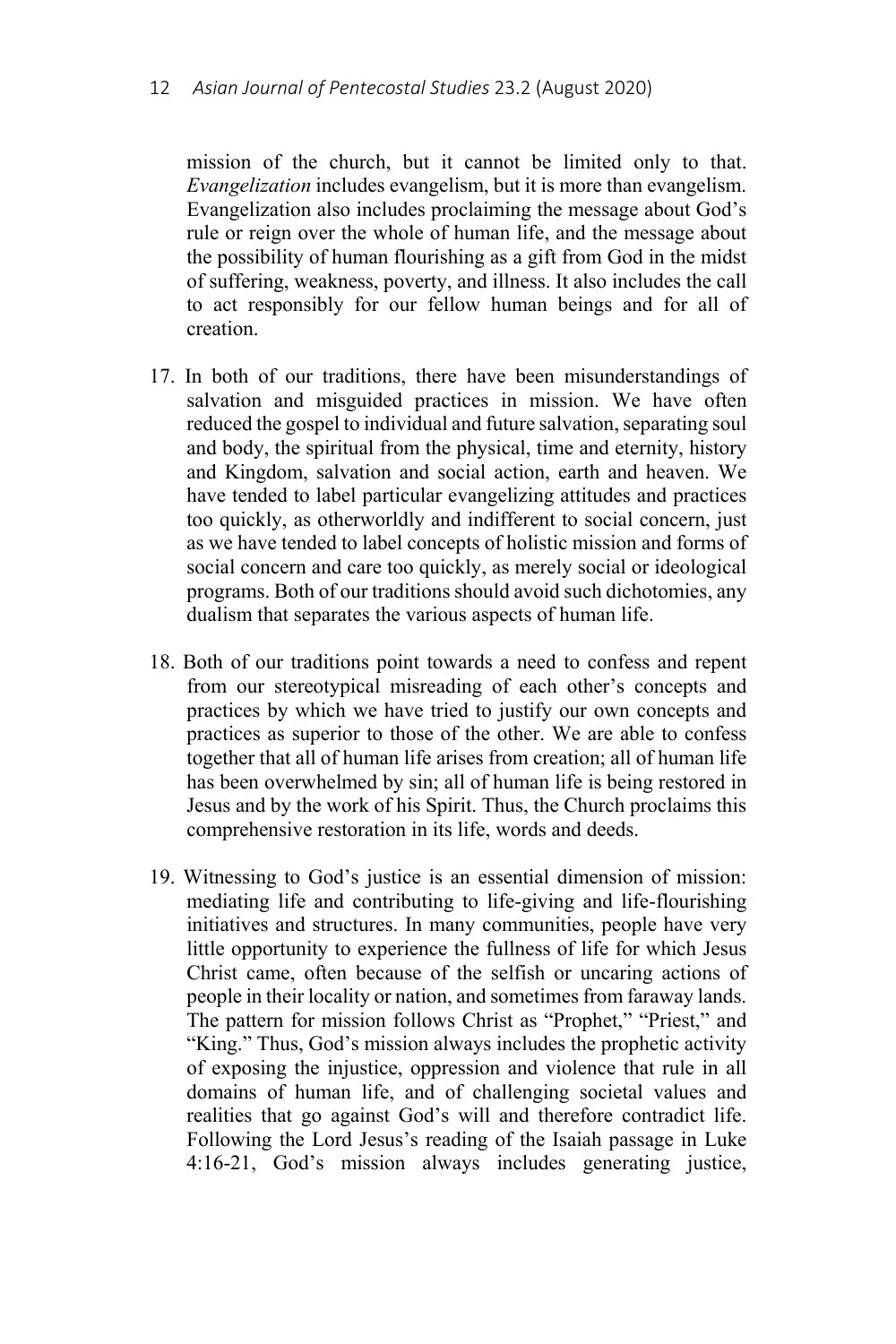mission of the church, but it cannot be limited only to that. *Evangelization* includes evangelism, but it is more than evangelism. Evangelization also includes proclaiming the message about God's rule or reign over the whole of human life, and the message about the possibility of human flourishing as a gift from God in the midst of suffering, weakness, poverty, and illness. It also includes the call to act responsibly for our fellow human beings and for all of creation.

17. In both of our traditions, there have been misunderstandings of salvation and misguided practices in mission. We have often reduced the gospel to individual and future salvation, separating soul and body, the spiritual from the physical, time and eternity, history and Kingdom, salvation and social action, earth and heaven. We have tended to label particular evangelizing attitudes and practices too quickly, as otherworldly and indifferent to social concern, just as we have tended to label concepts of holistic mission and forms of social concern and care too quickly, as merely social or ideological programs. Both of our traditions should avoid such dichotomies, any dualism that separates the various aspects of human life.

18. Both of our traditions point towards a need to confess and repent from our stereotypical misreading of each other's concepts and practices by which we have tried to justify our own concepts and practices as superior to those of the other. We are able to confess together that all of human life arises from creation; all of human life has been overwhelmed by sin; all of human life is being restored in Jesus and by the work of his Spirit. Thus, the Church proclaims this comprehensive restoration in its life, words and deeds.

19. Witnessing to God's justice is an essential dimension of mission: mediating life and contributing to life-giving and life-flourishing initiatives and structures. In many communities, people have very little opportunity to experience the fullness of life for which Jesus Christ came, often because of the selfish or uncaring actions of people in their locality or nation, and sometimes from faraway lands. The pattern for mission follows Christ as "Prophet," "Priest," and "King." Thus, God's mission always includes the prophetic activity of exposing the injustice, oppression and violence that rule in all domains of human life, and of challenging societal values and realities that go against God's will and therefore contradict life. Following the Lord Jesus's reading of the Isaiah passage in Luke 4:16-21, God's mission always includes generating justice,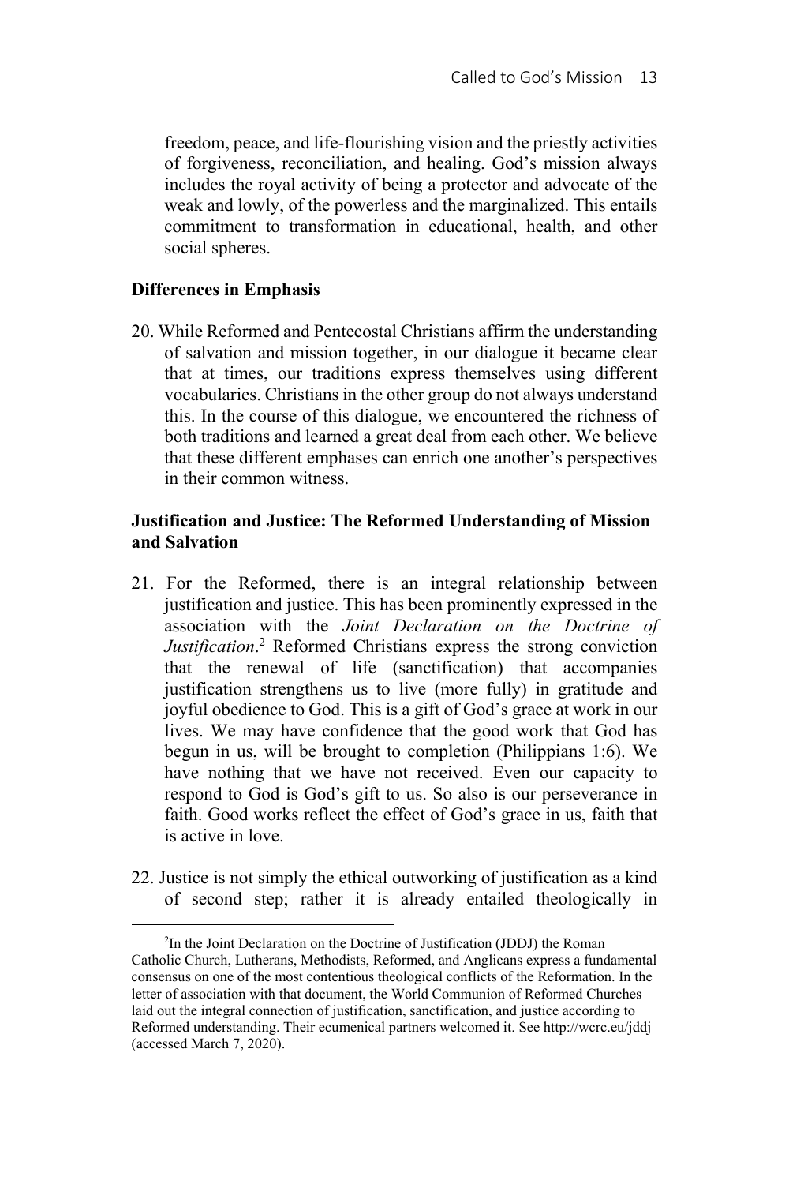freedom, peace, and life-flourishing vision and the priestly activities of forgiveness, reconciliation, and healing. God's mission always includes the royal activity of being a protector and advocate of the weak and lowly, of the powerless and the marginalized. This entails commitment to transformation in educational, health, and other social spheres.

### Differences in Emphasis

20. While Reformed and Pentecostal Christians affirm the understanding of salvation and mission together, in our dialogue it became clear that at times, our traditions express themselves using different vocabularies. Christians in the other group do not always understand this. In the course of this dialogue, we encountered the richness of both traditions and learned a great deal from each other. We believe that these different emphases can enrich one another's perspectives in their common witness.

### Justification and Justice: The Reformed Understanding of Mission and Salvation

21. For the Reformed, there is an integral relationship between justification and justice. This has been prominently expressed in the association with the *Joint Declaration on the Doctrine of Justification*.[2] Reformed Christians express the strong conviction that the renewal of life (sanctification) that accompanies justification strengthens us to live (more fully) in gratitude and joyful obedience to God. This is a gift of God's grace at work in our lives. We may have confidence that the good work that God has begun in us, will be brought to completion (Philippians 1:6). We have nothing that we have not received. Even our capacity to respond to God is God's gift to us. So also is our perseverance in faith. Good works reflect the effect of God's grace in us, faith that is active in love.

22. Justice is not simply the ethical outworking of justification as a kind of second step; rather it is already entailed theologically in

[2] In the Joint Declaration on the Doctrine of Justification (JDDJ) the Roman Catholic Church, Lutherans, Methodists, Reformed, and Anglicans express a fundamental consensus on one of the most contentious theological conflicts of the Reformation. In the letter of association with that document, the World Communion of Reformed Churches laid out the integral connection of justification, sanctification, and justice according to Reformed understanding. Their ecumenical partners welcomed it. See http://wcrc.eu/jddj (accessed March 7, 2020).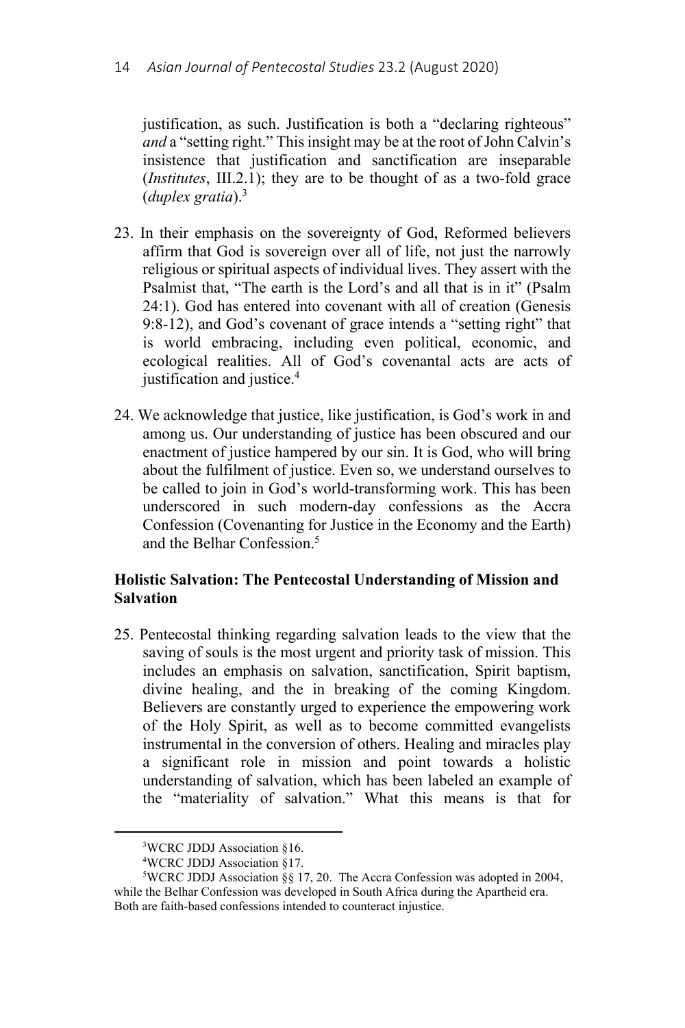justification, as such. Justification is both a "declaring righteous" *and* a "setting right." This insight may be at the root of John Calvin's insistence that justification and sanctification are inseparable (*Institutes*, III.2.1); they are to be thought of as a two-fold grace (*duplex gratia*).[3]

23. In their emphasis on the sovereignty of God, Reformed believers affirm that God is sovereign over all of life, not just the narrowly religious or spiritual aspects of individual lives. They assert with the Psalmist that, "The earth is the Lord's and all that is in it" (Psalm 24:1). God has entered into covenant with all of creation (Genesis 9:8-12), and God's covenant of grace intends a "setting right" that is world embracing, including even political, economic, and ecological realities. All of God's covenantal acts are acts of justification and justice.[4]

24. We acknowledge that justice, like justification, is God's work in and among us. Our understanding of justice has been obscured and our enactment of justice hampered by our sin. It is God, who will bring about the fulfilment of justice. Even so, we understand ourselves to be called to join in God's world-transforming work. This has been underscored in such modern-day confessions as the Accra Confession (Covenanting for Justice in the Economy and the Earth) and the Belhar Confession.[5]

## Holistic Salvation: The Pentecostal Understanding of Mission and Salvation

25. Pentecostal thinking regarding salvation leads to the view that the saving of souls is the most urgent and priority task of mission. This includes an emphasis on salvation, sanctification, Spirit baptism, divine healing, and the in breaking of the coming Kingdom. Believers are constantly urged to experience the empowering work of the Holy Spirit, as well as to become committed evangelists instrumental in the conversion of others. Healing and miracles play a significant role in mission and point towards a holistic understanding of salvation, which has been labeled an example of the "materiality of salvation." What this means is that for

---

[3]WCRC JDDJ Association §16.

[4]WCRC JDDJ Association §17.

[5]WCRC JDDJ Association §§ 17, 20. The Accra Confession was adopted in 2004, while the Belhar Confession was developed in South Africa during the Apartheid era. Both are faith-based confessions intended to counteract injustice.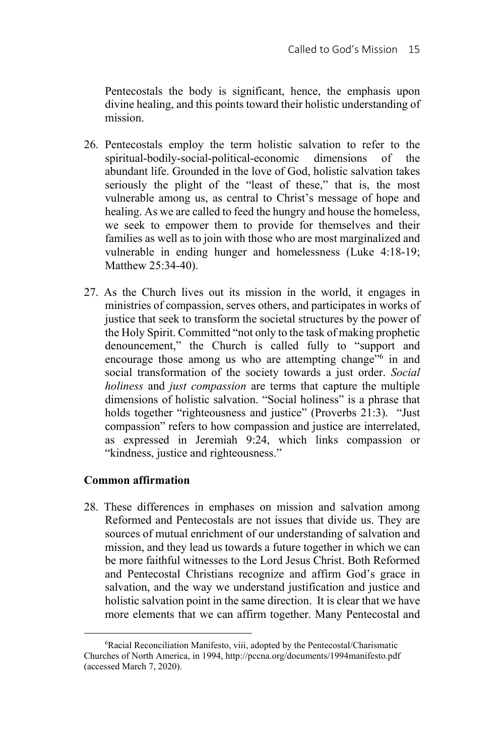Pentecostals the body is significant, hence, the emphasis upon divine healing, and this points toward their holistic understanding of mission.

26. Pentecostals employ the term holistic salvation to refer to the spiritual-bodily-social-political-economic dimensions of the abundant life. Grounded in the love of God, holistic salvation takes seriously the plight of the "least of these," that is, the most vulnerable among us, as central to Christ's message of hope and healing. As we are called to feed the hungry and house the homeless, we seek to empower them to provide for themselves and their families as well as to join with those who are most marginalized and vulnerable in ending hunger and homelessness (Luke 4:18-19; Matthew 25:34-40).

27. As the Church lives out its mission in the world, it engages in ministries of compassion, serves others, and participates in works of justice that seek to transform the societal structures by the power of the Holy Spirit. Committed "not only to the task of making prophetic denouncement," the Church is called fully to "support and encourage those among us who are attempting change"[6] in and social transformation of the society towards a just order. *Social holiness* and *just compassion* are terms that capture the multiple dimensions of holistic salvation. "Social holiness" is a phrase that holds together "righteousness and justice" (Proverbs 21:3). "Just compassion" refers to how compassion and justice are interrelated, as expressed in Jeremiah 9:24, which links compassion or "kindness, justice and righteousness."

**Common affirmation**

28. These differences in emphases on mission and salvation among Reformed and Pentecostals are not issues that divide us. They are sources of mutual enrichment of our understanding of salvation and mission, and they lead us towards a future together in which we can be more faithful witnesses to the Lord Jesus Christ. Both Reformed and Pentecostal Christians recognize and affirm God's grace in salvation, and the way we understand justification and justice and holistic salvation point in the same direction. It is clear that we have more elements that we can affirm together. Many Pentecostal and

[6] Racial Reconciliation Manifesto, viii, adopted by the Pentecostal/Charismatic Churches of North America, in 1994, http://pccna.org/documents/1994manifesto.pdf (accessed March 7, 2020).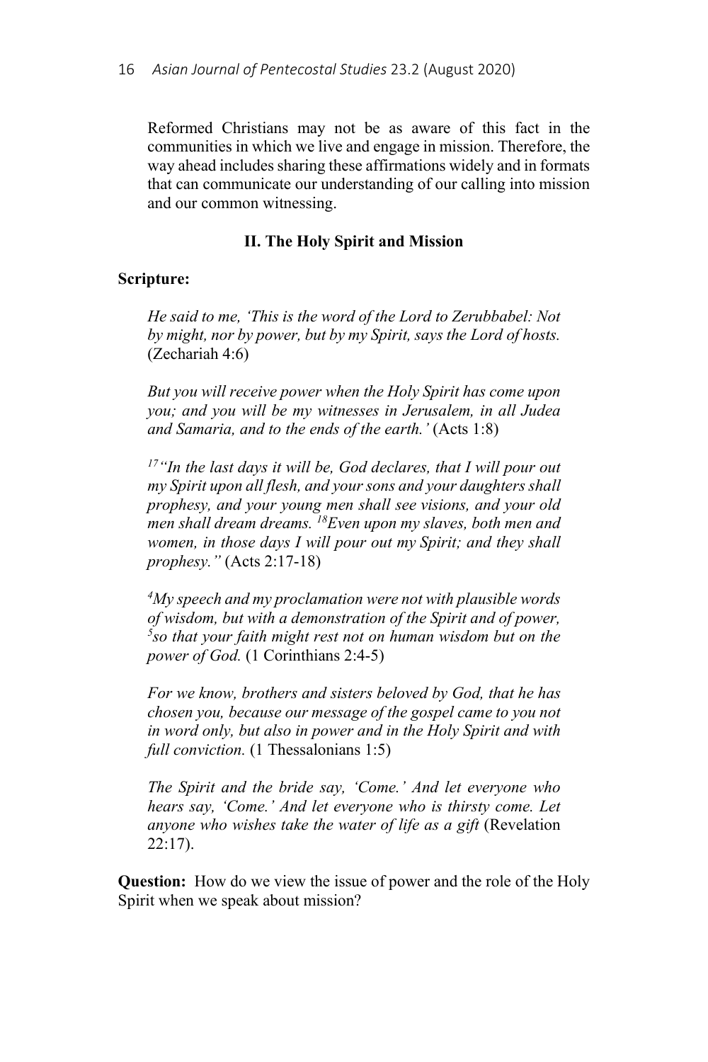Reformed Christians may not be as aware of this fact in the communities in which we live and engage in mission. Therefore, the way ahead includes sharing these affirmations widely and in formats that can communicate our understanding of our calling into mission and our common witnessing.

## II. The Holy Spirit and Mission

**Scripture:**

*He said to me, 'This is the word of the Lord to Zerubbabel: Not by might, nor by power, but by my Spirit, says the Lord of hosts.* (Zechariah 4:6)

*But you will receive power when the Holy Spirit has come upon you; and you will be my witnesses in Jerusalem, in all Judea and Samaria, and to the ends of the earth.'* (Acts 1:8)

*[17]"In the last days it will be, God declares, that I will pour out my Spirit upon all flesh, and your sons and your daughters shall prophesy, and your young men shall see visions, and your old men shall dream dreams. [18]Even upon my slaves, both men and women, in those days I will pour out my Spirit; and they shall prophesy."* (Acts 2:17-18)

*[4]My speech and my proclamation were not with plausible words of wisdom, but with a demonstration of the Spirit and of power, [5]so that your faith might rest not on human wisdom but on the power of God.* (1 Corinthians 2:4-5)

*For we know, brothers and sisters beloved by God, that he has chosen you, because our message of the gospel came to you not in word only, but also in power and in the Holy Spirit and with full conviction.* (1 Thessalonians 1:5)

*The Spirit and the bride say, 'Come.' And let everyone who hears say, 'Come.' And let everyone who is thirsty come. Let anyone who wishes take the water of life as a gift* (Revelation 22:17).

**Question:** How do we view the issue of power and the role of the Holy Spirit when we speak about mission?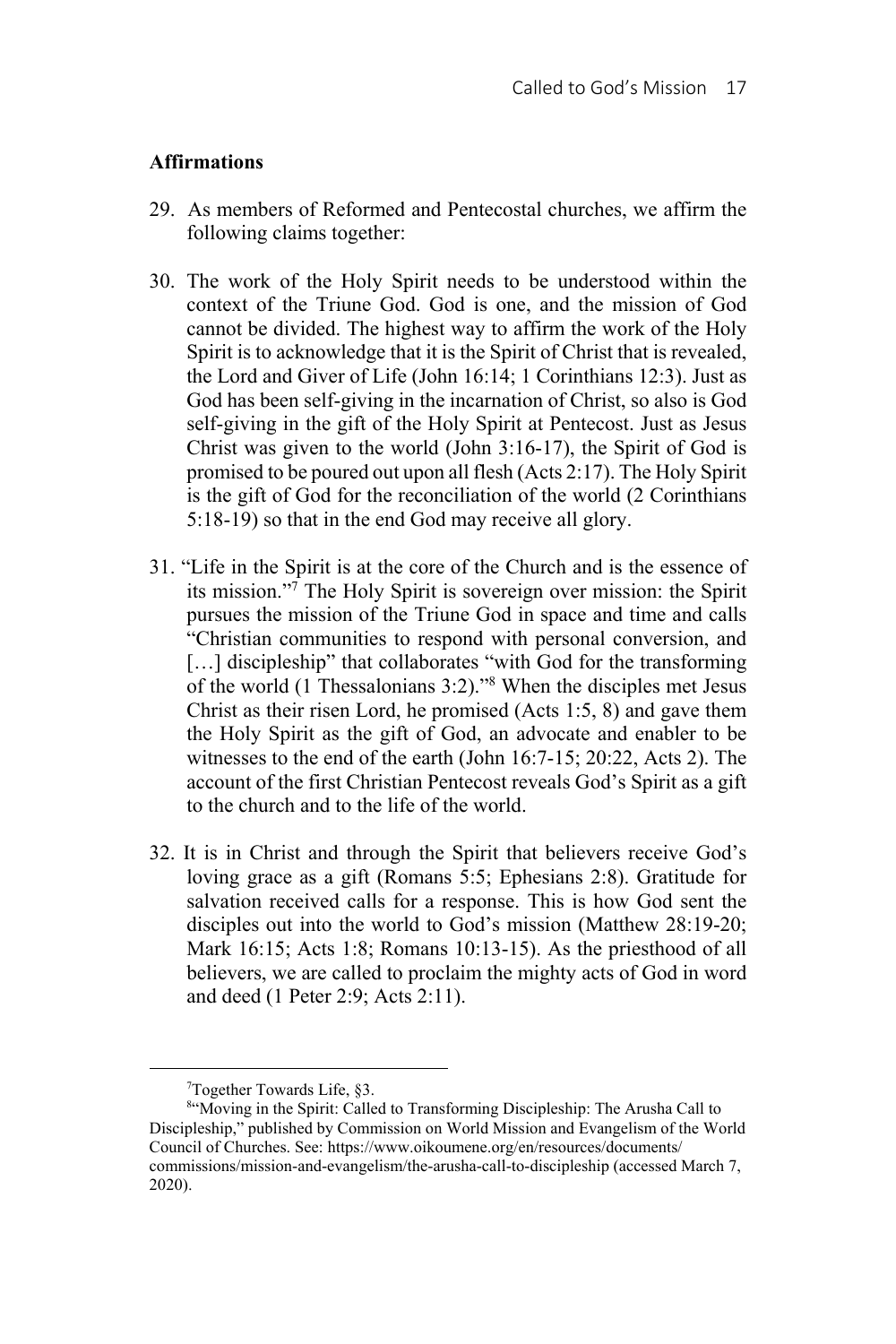## Affirmations

29. As members of Reformed and Pentecostal churches, we affirm the following claims together:

30. The work of the Holy Spirit needs to be understood within the context of the Triune God. God is one, and the mission of God cannot be divided. The highest way to affirm the work of the Holy Spirit is to acknowledge that it is the Spirit of Christ that is revealed, the Lord and Giver of Life (John 16:14; 1 Corinthians 12:3). Just as God has been self-giving in the incarnation of Christ, so also is God self-giving in the gift of the Holy Spirit at Pentecost. Just as Jesus Christ was given to the world (John 3:16-17), the Spirit of God is promised to be poured out upon all flesh (Acts 2:17). The Holy Spirit is the gift of God for the reconciliation of the world (2 Corinthians 5:18-19) so that in the end God may receive all glory.

31. "Life in the Spirit is at the core of the Church and is the essence of its mission."[7] The Holy Spirit is sovereign over mission: the Spirit pursues the mission of the Triune God in space and time and calls "Christian communities to respond with personal conversion, and […] discipleship" that collaborates "with God for the transforming of the world (1 Thessalonians 3:2)."[8] When the disciples met Jesus Christ as their risen Lord, he promised (Acts 1:5, 8) and gave them the Holy Spirit as the gift of God, an advocate and enabler to be witnesses to the end of the earth (John 16:7-15; 20:22, Acts 2). The account of the first Christian Pentecost reveals God's Spirit as a gift to the church and to the life of the world.

32. It is in Christ and through the Spirit that believers receive God's loving grace as a gift (Romans 5:5; Ephesians 2:8). Gratitude for salvation received calls for a response. This is how God sent the disciples out into the world to God's mission (Matthew 28:19-20; Mark 16:15; Acts 1:8; Romans 10:13-15). As the priesthood of all believers, we are called to proclaim the mighty acts of God in word and deed (1 Peter 2:9; Acts 2:11).

---

[7] Together Towards Life, §3.

[8] "Moving in the Spirit: Called to Transforming Discipleship: The Arusha Call to Discipleship," published by Commission on World Mission and Evangelism of the World Council of Churches. See: https://www.oikoumene.org/en/resources/documents/commissions/mission-and-evangelism/the-arusha-call-to-discipleship (accessed March 7, 2020).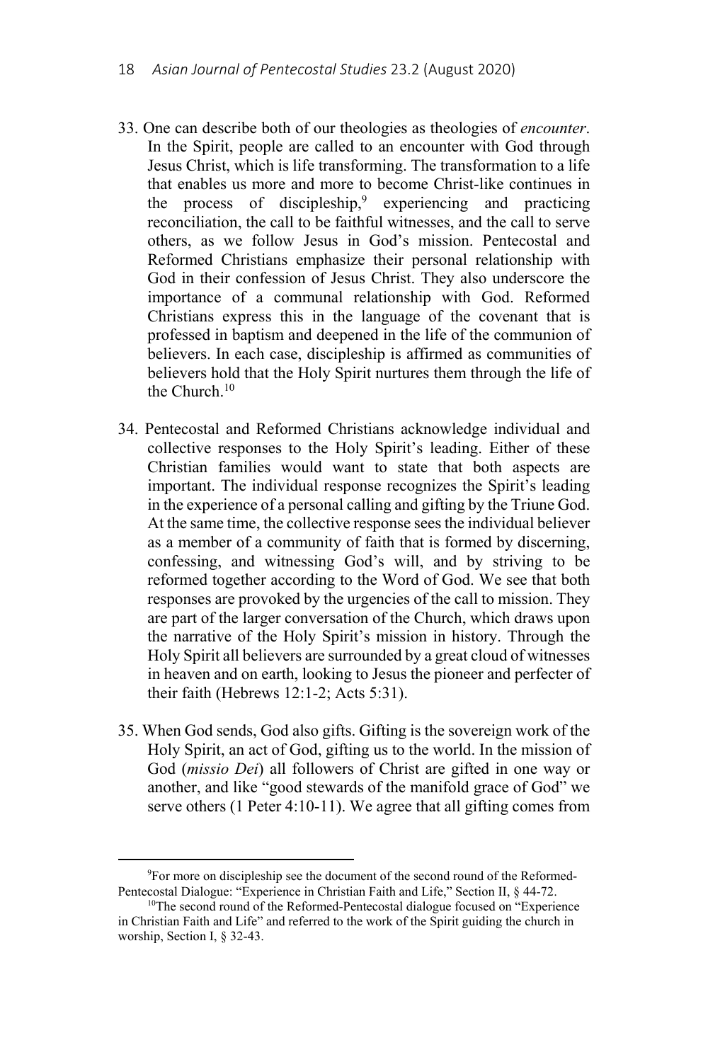33. One can describe both of our theologies as theologies of *encounter*. In the Spirit, people are called to an encounter with God through Jesus Christ, which is life transforming. The transformation to a life that enables us more and more to become Christ-like continues in the process of discipleship,[9] experiencing and practicing reconciliation, the call to be faithful witnesses, and the call to serve others, as we follow Jesus in God's mission. Pentecostal and Reformed Christians emphasize their personal relationship with God in their confession of Jesus Christ. They also underscore the importance of a communal relationship with God. Reformed Christians express this in the language of the covenant that is professed in baptism and deepened in the life of the communion of believers. In each case, discipleship is affirmed as communities of believers hold that the Holy Spirit nurtures them through the life of the Church.[10]

34. Pentecostal and Reformed Christians acknowledge individual and collective responses to the Holy Spirit's leading. Either of these Christian families would want to state that both aspects are important. The individual response recognizes the Spirit's leading in the experience of a personal calling and gifting by the Triune God. At the same time, the collective response sees the individual believer as a member of a community of faith that is formed by discerning, confessing, and witnessing God's will, and by striving to be reformed together according to the Word of God. We see that both responses are provoked by the urgencies of the call to mission. They are part of the larger conversation of the Church, which draws upon the narrative of the Holy Spirit's mission in history. Through the Holy Spirit all believers are surrounded by a great cloud of witnesses in heaven and on earth, looking to Jesus the pioneer and perfecter of their faith (Hebrews 12:1-2; Acts 5:31).

35. When God sends, God also gifts. Gifting is the sovereign work of the Holy Spirit, an act of God, gifting us to the world. In the mission of God (*missio Dei*) all followers of Christ are gifted in one way or another, and like "good stewards of the manifold grace of God" we serve others (1 Peter 4:10-11). We agree that all gifting comes from

---

[9] For more on discipleship see the document of the second round of the Reformed-Pentecostal Dialogue: "Experience in Christian Faith and Life," Section II, § 44-72.

[10] The second round of the Reformed-Pentecostal dialogue focused on "Experience in Christian Faith and Life" and referred to the work of the Spirit guiding the church in worship, Section I, § 32-43.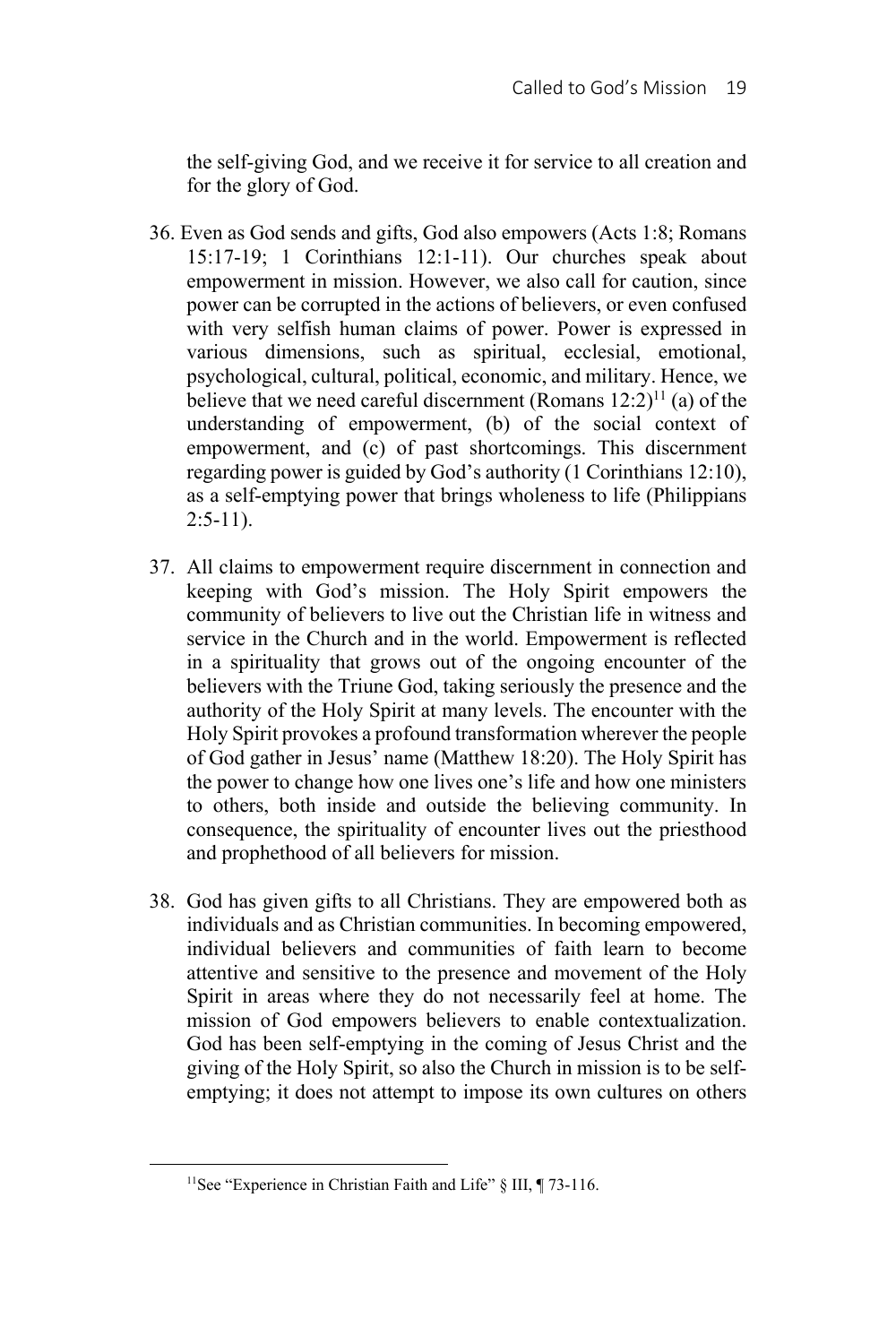the self-giving God, and we receive it for service to all creation and for the glory of God.

36. Even as God sends and gifts, God also empowers (Acts 1:8; Romans 15:17-19; 1 Corinthians 12:1-11). Our churches speak about empowerment in mission. However, we also call for caution, since power can be corrupted in the actions of believers, or even confused with very selfish human claims of power. Power is expressed in various dimensions, such as spiritual, ecclesial, emotional, psychological, cultural, political, economic, and military. Hence, we believe that we need careful discernment (Romans 12:2)[11] (a) of the understanding of empowerment, (b) of the social context of empowerment, and (c) of past shortcomings. This discernment regarding power is guided by God's authority (1 Corinthians 12:10), as a self-emptying power that brings wholeness to life (Philippians 2:5-11).

37. All claims to empowerment require discernment in connection and keeping with God's mission. The Holy Spirit empowers the community of believers to live out the Christian life in witness and service in the Church and in the world. Empowerment is reflected in a spirituality that grows out of the ongoing encounter of the believers with the Triune God, taking seriously the presence and the authority of the Holy Spirit at many levels. The encounter with the Holy Spirit provokes a profound transformation wherever the people of God gather in Jesus' name (Matthew 18:20). The Holy Spirit has the power to change how one lives one's life and how one ministers to others, both inside and outside the believing community. In consequence, the spirituality of encounter lives out the priesthood and prophethood of all believers for mission.

38. God has given gifts to all Christians. They are empowered both as individuals and as Christian communities. In becoming empowered, individual believers and communities of faith learn to become attentive and sensitive to the presence and movement of the Holy Spirit in areas where they do not necessarily feel at home. The mission of God empowers believers to enable contextualization. God has been self-emptying in the coming of Jesus Christ and the giving of the Holy Spirit, so also the Church in mission is to be self-emptying; it does not attempt to impose its own cultures on others

[11] See "Experience in Christian Faith and Life" § III, ¶ 73-116.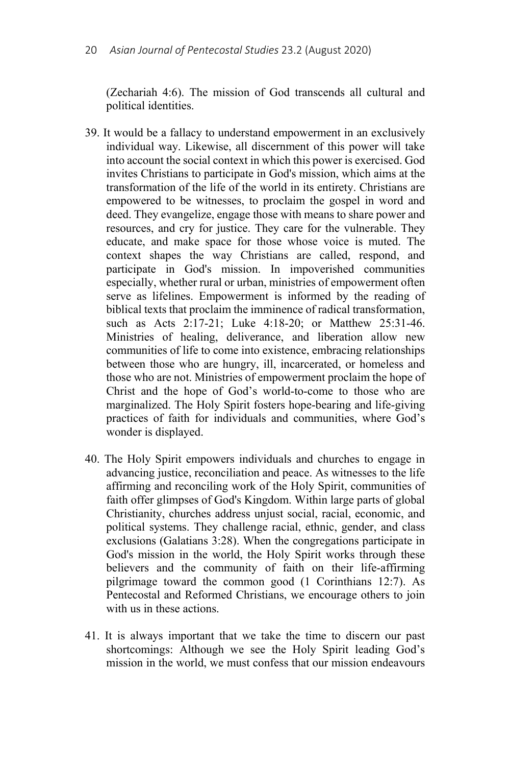(Zechariah 4:6). The mission of God transcends all cultural and political identities.

39. It would be a fallacy to understand empowerment in an exclusively individual way. Likewise, all discernment of this power will take into account the social context in which this power is exercised. God invites Christians to participate in God's mission, which aims at the transformation of the life of the world in its entirety. Christians are empowered to be witnesses, to proclaim the gospel in word and deed. They evangelize, engage those with means to share power and resources, and cry for justice. They care for the vulnerable. They educate, and make space for those whose voice is muted. The context shapes the way Christians are called, respond, and participate in God's mission. In impoverished communities especially, whether rural or urban, ministries of empowerment often serve as lifelines. Empowerment is informed by the reading of biblical texts that proclaim the imminence of radical transformation, such as Acts 2:17-21; Luke 4:18-20; or Matthew 25:31-46. Ministries of healing, deliverance, and liberation allow new communities of life to come into existence, embracing relationships between those who are hungry, ill, incarcerated, or homeless and those who are not. Ministries of empowerment proclaim the hope of Christ and the hope of God's world-to-come to those who are marginalized. The Holy Spirit fosters hope-bearing and life-giving practices of faith for individuals and communities, where God's wonder is displayed.

40. The Holy Spirit empowers individuals and churches to engage in advancing justice, reconciliation and peace. As witnesses to the life affirming and reconciling work of the Holy Spirit, communities of faith offer glimpses of God's Kingdom. Within large parts of global Christianity, churches address unjust social, racial, economic, and political systems. They challenge racial, ethnic, gender, and class exclusions (Galatians 3:28). When the congregations participate in God's mission in the world, the Holy Spirit works through these believers and the community of faith on their life-affirming pilgrimage toward the common good (1 Corinthians 12:7). As Pentecostal and Reformed Christians, we encourage others to join with us in these actions.

41. It is always important that we take the time to discern our past shortcomings: Although we see the Holy Spirit leading God's mission in the world, we must confess that our mission endeavours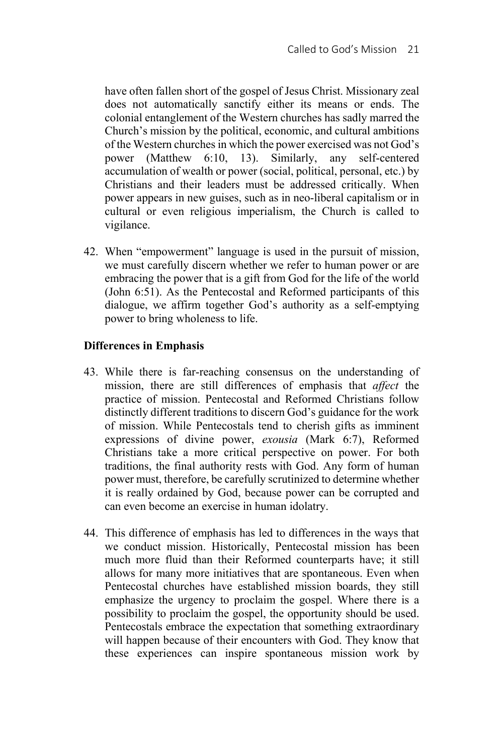have often fallen short of the gospel of Jesus Christ. Missionary zeal does not automatically sanctify either its means or ends. The colonial entanglement of the Western churches has sadly marred the Church's mission by the political, economic, and cultural ambitions of the Western churches in which the power exercised was not God's power (Matthew 6:10, 13). Similarly, any self-centered accumulation of wealth or power (social, political, personal, etc.) by Christians and their leaders must be addressed critically. When power appears in new guises, such as in neo-liberal capitalism or in cultural or even religious imperialism, the Church is called to vigilance.

42. When "empowerment" language is used in the pursuit of mission, we must carefully discern whether we refer to human power or are embracing the power that is a gift from God for the life of the world (John 6:51). As the Pentecostal and Reformed participants of this dialogue, we affirm together God's authority as a self-emptying power to bring wholeness to life.

**Differences in Emphasis**

43. While there is far-reaching consensus on the understanding of mission, there are still differences of emphasis that *affect* the practice of mission. Pentecostal and Reformed Christians follow distinctly different traditions to discern God's guidance for the work of mission. While Pentecostals tend to cherish gifts as imminent expressions of divine power, *exousia* (Mark 6:7), Reformed Christians take a more critical perspective on power. For both traditions, the final authority rests with God. Any form of human power must, therefore, be carefully scrutinized to determine whether it is really ordained by God, because power can be corrupted and can even become an exercise in human idolatry.

44. This difference of emphasis has led to differences in the ways that we conduct mission. Historically, Pentecostal mission has been much more fluid than their Reformed counterparts have; it still allows for many more initiatives that are spontaneous. Even when Pentecostal churches have established mission boards, they still emphasize the urgency to proclaim the gospel. Where there is a possibility to proclaim the gospel, the opportunity should be used. Pentecostals embrace the expectation that something extraordinary will happen because of their encounters with God. They know that these experiences can inspire spontaneous mission work by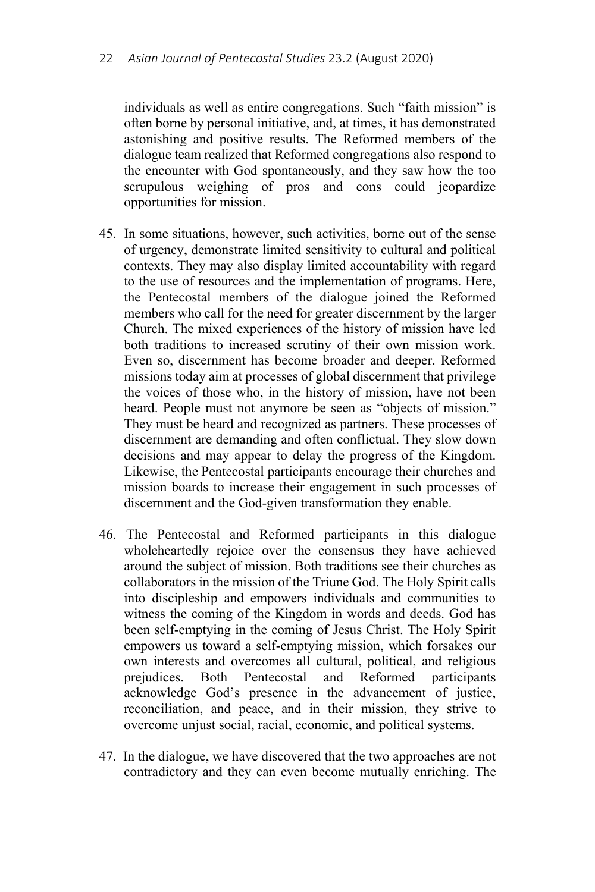individuals as well as entire congregations. Such "faith mission" is often borne by personal initiative, and, at times, it has demonstrated astonishing and positive results. The Reformed members of the dialogue team realized that Reformed congregations also respond to the encounter with God spontaneously, and they saw how the too scrupulous weighing of pros and cons could jeopardize opportunities for mission.

45. In some situations, however, such activities, borne out of the sense of urgency, demonstrate limited sensitivity to cultural and political contexts. They may also display limited accountability with regard to the use of resources and the implementation of programs. Here, the Pentecostal members of the dialogue joined the Reformed members who call for the need for greater discernment by the larger Church. The mixed experiences of the history of mission have led both traditions to increased scrutiny of their own mission work. Even so, discernment has become broader and deeper. Reformed missions today aim at processes of global discernment that privilege the voices of those who, in the history of mission, have not been heard. People must not anymore be seen as "objects of mission." They must be heard and recognized as partners. These processes of discernment are demanding and often conflictual. They slow down decisions and may appear to delay the progress of the Kingdom. Likewise, the Pentecostal participants encourage their churches and mission boards to increase their engagement in such processes of discernment and the God-given transformation they enable.

46. The Pentecostal and Reformed participants in this dialogue wholeheartedly rejoice over the consensus they have achieved around the subject of mission. Both traditions see their churches as collaborators in the mission of the Triune God. The Holy Spirit calls into discipleship and empowers individuals and communities to witness the coming of the Kingdom in words and deeds. God has been self-emptying in the coming of Jesus Christ. The Holy Spirit empowers us toward a self-emptying mission, which forsakes our own interests and overcomes all cultural, political, and religious prejudices. Both Pentecostal and Reformed participants acknowledge God's presence in the advancement of justice, reconciliation, and peace, and in their mission, they strive to overcome unjust social, racial, economic, and political systems.

47. In the dialogue, we have discovered that the two approaches are not contradictory and they can even become mutually enriching. The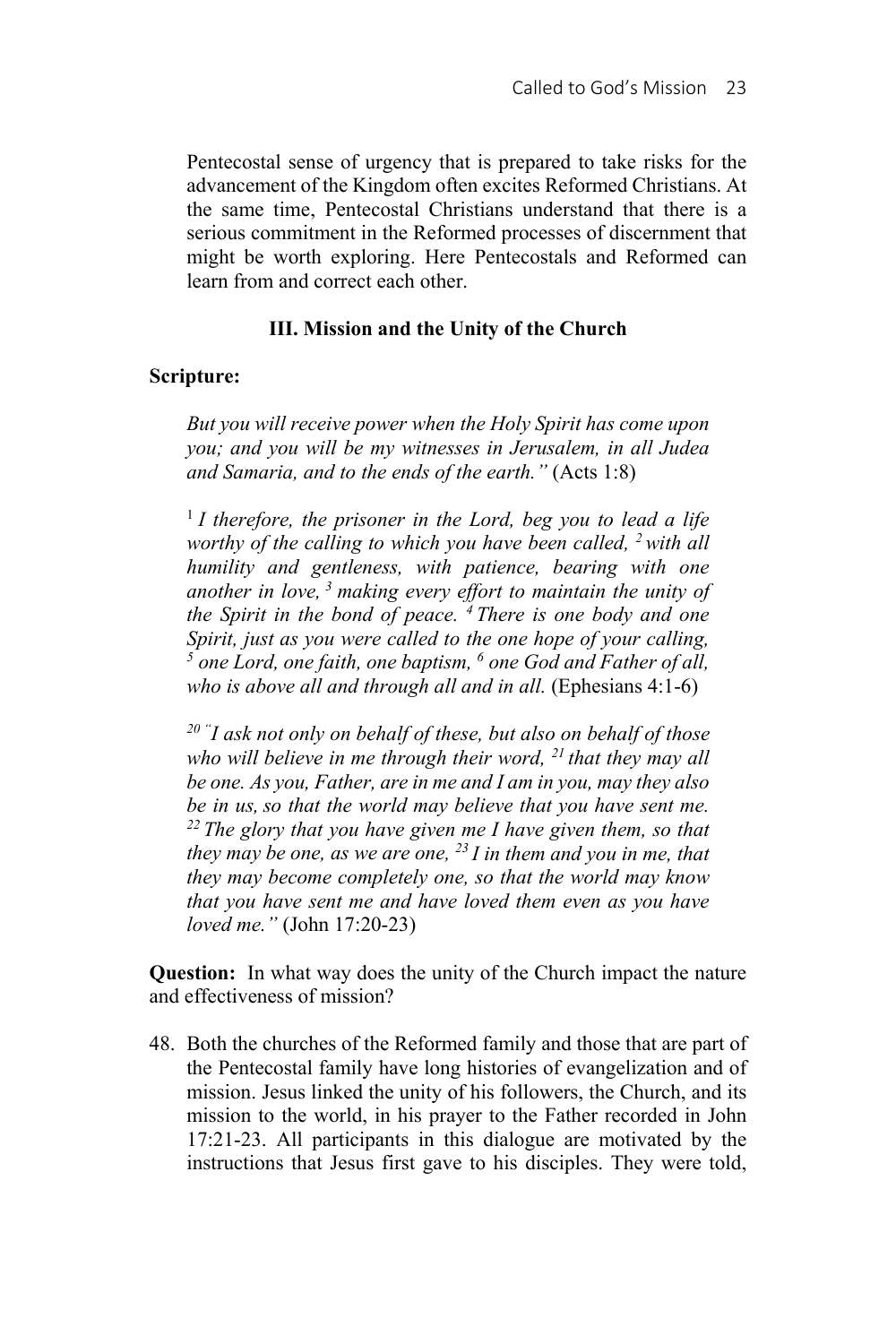Pentecostal sense of urgency that is prepared to take risks for the advancement of the Kingdom often excites Reformed Christians. At the same time, Pentecostal Christians understand that there is a serious commitment in the Reformed processes of discernment that might be worth exploring. Here Pentecostals and Reformed can learn from and correct each other.

### III. Mission and the Unity of the Church

**Scripture:**

*But you will receive power when the Holy Spirit has come upon you; and you will be my witnesses in Jerusalem, in all Judea and Samaria, and to the ends of the earth."* (Acts 1:8)

[1] *I therefore, the prisoner in the Lord, beg you to lead a life worthy of the calling to which you have been called,* [2] *with all humility and gentleness, with patience, bearing with one another in love,* [3] *making every effort to maintain the unity of the Spirit in the bond of peace.* [4] *There is one body and one Spirit, just as you were called to the one hope of your calling,* [5] *one Lord, one faith, one baptism,* [6] *one God and Father of all, who is above all and through all and in all.* (Ephesians 4:1-6)

[20] *"I ask not only on behalf of these, but also on behalf of those who will believe in me through their word,* [21] *that they may all be one. As you, Father, are in me and I am in you, may they also be in us, so that the world may believe that you have sent me.* [22] *The glory that you have given me I have given them, so that they may be one, as we are one,* [23] *I in them and you in me, that they may become completely one, so that the world may know that you have sent me and have loved them even as you have loved me."* (John 17:20-23)

**Question:** In what way does the unity of the Church impact the nature and effectiveness of mission?

48. Both the churches of the Reformed family and those that are part of the Pentecostal family have long histories of evangelization and of mission. Jesus linked the unity of his followers, the Church, and its mission to the world, in his prayer to the Father recorded in John 17:21-23. All participants in this dialogue are motivated by the instructions that Jesus first gave to his disciples. They were told,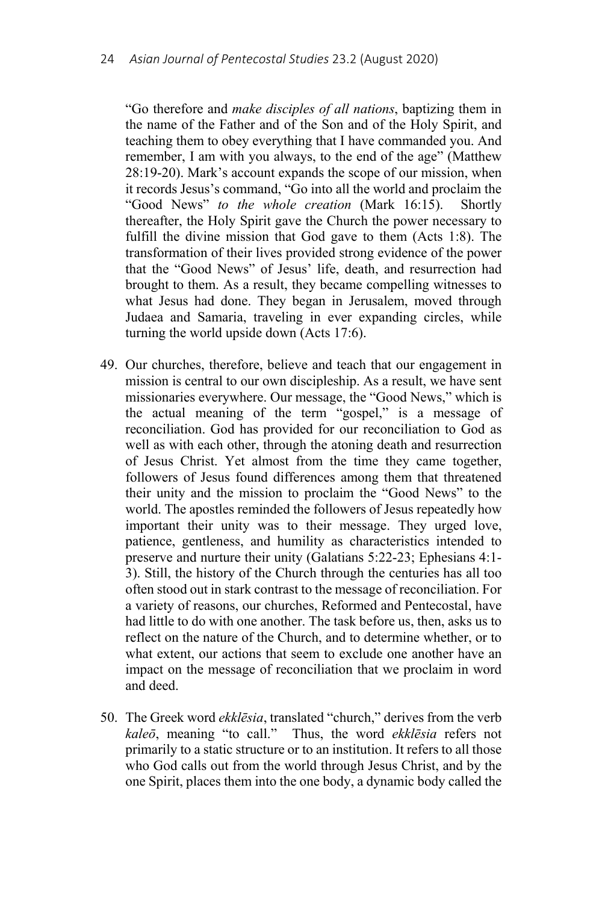"Go therefore and *make disciples of all nations*, baptizing them in the name of the Father and of the Son and of the Holy Spirit, and teaching them to obey everything that I have commanded you. And remember, I am with you always, to the end of the age" (Matthew 28:19-20). Mark's account expands the scope of our mission, when it records Jesus's command, "Go into all the world and proclaim the "Good News" *to the whole creation* (Mark 16:15). Shortly thereafter, the Holy Spirit gave the Church the power necessary to fulfill the divine mission that God gave to them (Acts 1:8). The transformation of their lives provided strong evidence of the power that the "Good News" of Jesus' life, death, and resurrection had brought to them. As a result, they became compelling witnesses to what Jesus had done. They began in Jerusalem, moved through Judaea and Samaria, traveling in ever expanding circles, while turning the world upside down (Acts 17:6).

49. Our churches, therefore, believe and teach that our engagement in mission is central to our own discipleship. As a result, we have sent missionaries everywhere. Our message, the "Good News," which is the actual meaning of the term "gospel," is a message of reconciliation. God has provided for our reconciliation to God as well as with each other, through the atoning death and resurrection of Jesus Christ. Yet almost from the time they came together, followers of Jesus found differences among them that threatened their unity and the mission to proclaim the "Good News" to the world. The apostles reminded the followers of Jesus repeatedly how important their unity was to their message. They urged love, patience, gentleness, and humility as characteristics intended to preserve and nurture their unity (Galatians 5:22-23; Ephesians 4:1-3). Still, the history of the Church through the centuries has all too often stood out in stark contrast to the message of reconciliation. For a variety of reasons, our churches, Reformed and Pentecostal, have had little to do with one another. The task before us, then, asks us to reflect on the nature of the Church, and to determine whether, or to what extent, our actions that seem to exclude one another have an impact on the message of reconciliation that we proclaim in word and deed.

50. The Greek word *ekklēsia*, translated "church," derives from the verb *kaleō*, meaning "to call." Thus, the word *ekklēsia* refers not primarily to a static structure or to an institution. It refers to all those who God calls out from the world through Jesus Christ, and by the one Spirit, places them into the one body, a dynamic body called the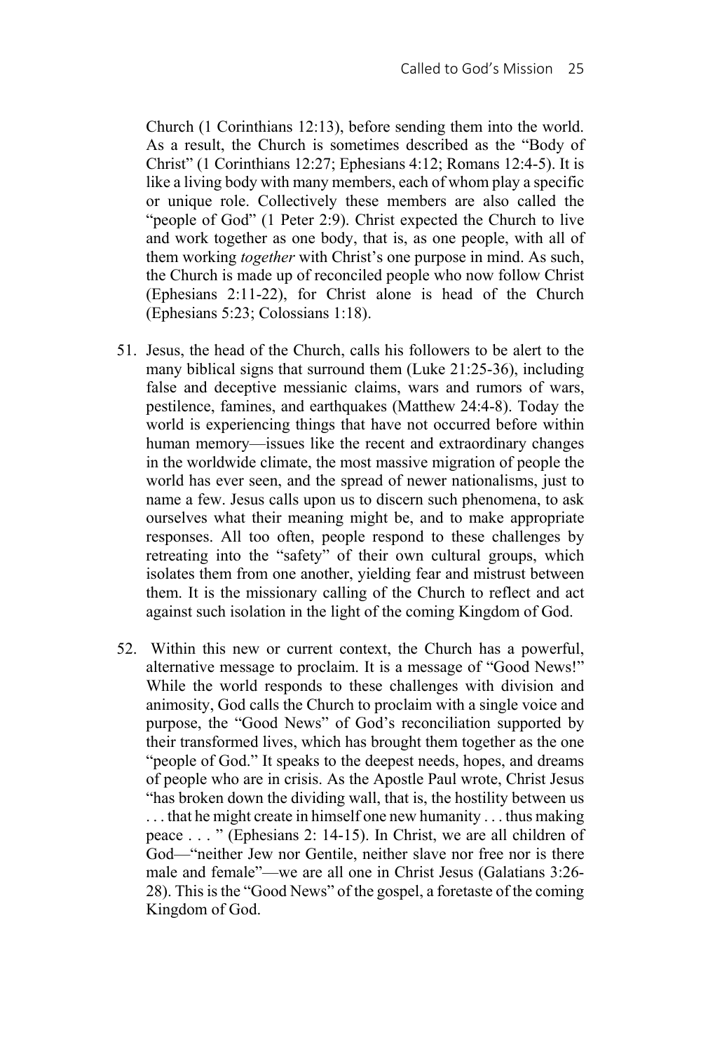Church (1 Corinthians 12:13), before sending them into the world. As a result, the Church is sometimes described as the "Body of Christ" (1 Corinthians 12:27; Ephesians 4:12; Romans 12:4-5). It is like a living body with many members, each of whom play a specific or unique role. Collectively these members are also called the "people of God" (1 Peter 2:9). Christ expected the Church to live and work together as one body, that is, as one people, with all of them working *together* with Christ's one purpose in mind. As such, the Church is made up of reconciled people who now follow Christ (Ephesians 2:11-22), for Christ alone is head of the Church (Ephesians 5:23; Colossians 1:18).

51. Jesus, the head of the Church, calls his followers to be alert to the many biblical signs that surround them (Luke 21:25-36), including false and deceptive messianic claims, wars and rumors of wars, pestilence, famines, and earthquakes (Matthew 24:4-8). Today the world is experiencing things that have not occurred before within human memory—issues like the recent and extraordinary changes in the worldwide climate, the most massive migration of people the world has ever seen, and the spread of newer nationalisms, just to name a few. Jesus calls upon us to discern such phenomena, to ask ourselves what their meaning might be, and to make appropriate responses. All too often, people respond to these challenges by retreating into the "safety" of their own cultural groups, which isolates them from one another, yielding fear and mistrust between them. It is the missionary calling of the Church to reflect and act against such isolation in the light of the coming Kingdom of God.

52. Within this new or current context, the Church has a powerful, alternative message to proclaim. It is a message of "Good News!" While the world responds to these challenges with division and animosity, God calls the Church to proclaim with a single voice and purpose, the "Good News" of God's reconciliation supported by their transformed lives, which has brought them together as the one "people of God." It speaks to the deepest needs, hopes, and dreams of people who are in crisis. As the Apostle Paul wrote, Christ Jesus "has broken down the dividing wall, that is, the hostility between us . . . that he might create in himself one new humanity . . . thus making peace . . . " (Ephesians 2: 14-15). In Christ, we are all children of God—"neither Jew nor Gentile, neither slave nor free nor is there male and female"—we are all one in Christ Jesus (Galatians 3:26-28). This is the "Good News" of the gospel, a foretaste of the coming Kingdom of God.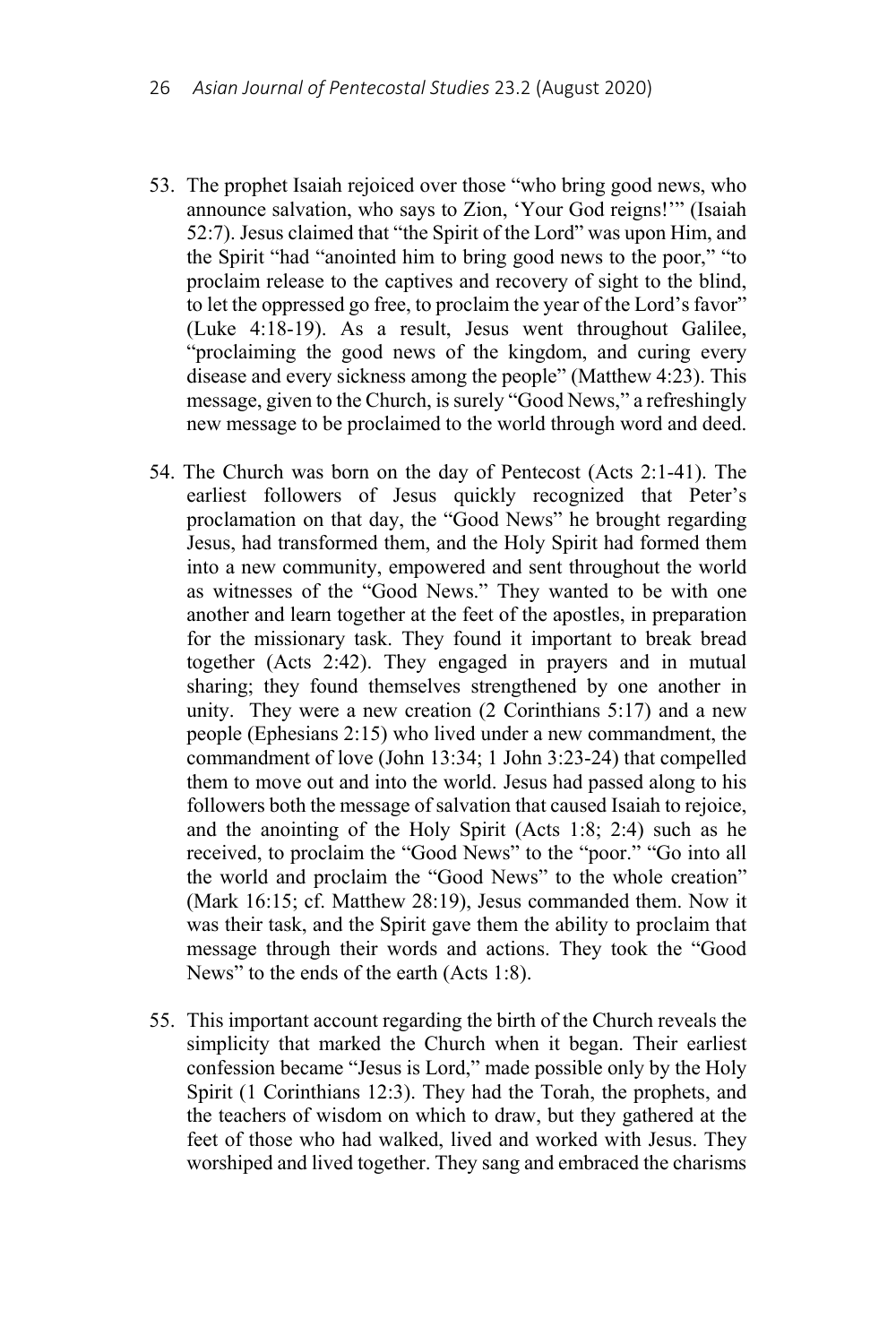53. The prophet Isaiah rejoiced over those "who bring good news, who announce salvation, who says to Zion, 'Your God reigns!'" (Isaiah 52:7). Jesus claimed that "the Spirit of the Lord" was upon Him, and the Spirit "had "anointed him to bring good news to the poor," "to proclaim release to the captives and recovery of sight to the blind, to let the oppressed go free, to proclaim the year of the Lord's favor" (Luke 4:18-19). As a result, Jesus went throughout Galilee, "proclaiming the good news of the kingdom, and curing every disease and every sickness among the people" (Matthew 4:23). This message, given to the Church, is surely "Good News," a refreshingly new message to be proclaimed to the world through word and deed.

54. The Church was born on the day of Pentecost (Acts 2:1-41). The earliest followers of Jesus quickly recognized that Peter's proclamation on that day, the "Good News" he brought regarding Jesus, had transformed them, and the Holy Spirit had formed them into a new community, empowered and sent throughout the world as witnesses of the "Good News." They wanted to be with one another and learn together at the feet of the apostles, in preparation for the missionary task. They found it important to break bread together (Acts 2:42). They engaged in prayers and in mutual sharing; they found themselves strengthened by one another in unity. They were a new creation (2 Corinthians 5:17) and a new people (Ephesians 2:15) who lived under a new commandment, the commandment of love (John 13:34; 1 John 3:23-24) that compelled them to move out and into the world. Jesus had passed along to his followers both the message of salvation that caused Isaiah to rejoice, and the anointing of the Holy Spirit (Acts 1:8; 2:4) such as he received, to proclaim the "Good News" to the "poor." "Go into all the world and proclaim the "Good News" to the whole creation" (Mark 16:15; cf. Matthew 28:19), Jesus commanded them. Now it was their task, and the Spirit gave them the ability to proclaim that message through their words and actions. They took the "Good News" to the ends of the earth (Acts 1:8).

55. This important account regarding the birth of the Church reveals the simplicity that marked the Church when it began. Their earliest confession became "Jesus is Lord," made possible only by the Holy Spirit (1 Corinthians 12:3). They had the Torah, the prophets, and the teachers of wisdom on which to draw, but they gathered at the feet of those who had walked, lived and worked with Jesus. They worshiped and lived together. They sang and embraced the charisms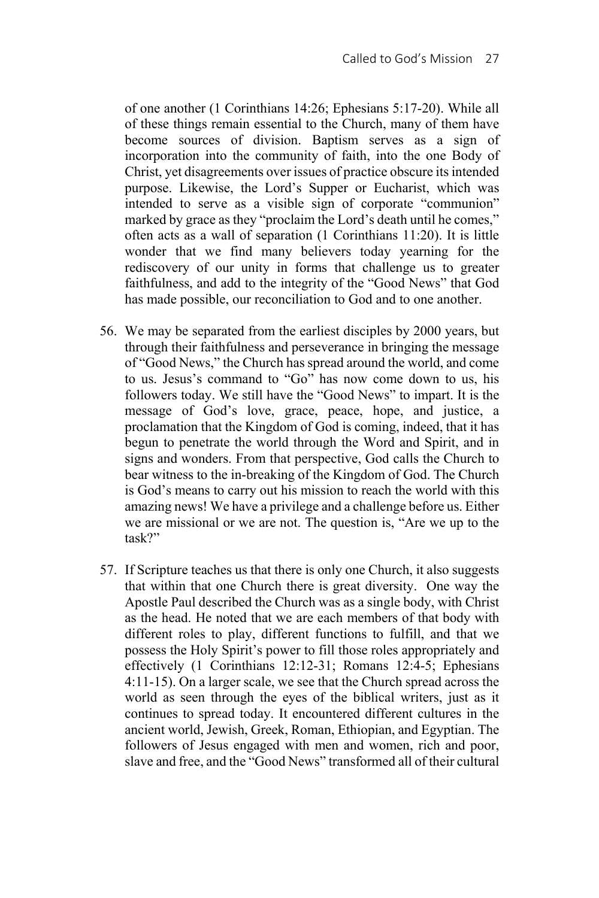of one another (1 Corinthians 14:26; Ephesians 5:17-20). While all of these things remain essential to the Church, many of them have become sources of division. Baptism serves as a sign of incorporation into the community of faith, into the one Body of Christ, yet disagreements over issues of practice obscure its intended purpose. Likewise, the Lord's Supper or Eucharist, which was intended to serve as a visible sign of corporate "communion" marked by grace as they "proclaim the Lord's death until he comes," often acts as a wall of separation (1 Corinthians 11:20). It is little wonder that we find many believers today yearning for the rediscovery of our unity in forms that challenge us to greater faithfulness, and add to the integrity of the "Good News" that God has made possible, our reconciliation to God and to one another.

56. We may be separated from the earliest disciples by 2000 years, but through their faithfulness and perseverance in bringing the message of "Good News," the Church has spread around the world, and come to us. Jesus's command to "Go" has now come down to us, his followers today. We still have the "Good News" to impart. It is the message of God's love, grace, peace, hope, and justice, a proclamation that the Kingdom of God is coming, indeed, that it has begun to penetrate the world through the Word and Spirit, and in signs and wonders. From that perspective, God calls the Church to bear witness to the in-breaking of the Kingdom of God. The Church is God's means to carry out his mission to reach the world with this amazing news! We have a privilege and a challenge before us. Either we are missional or we are not. The question is, "Are we up to the task?"

57. If Scripture teaches us that there is only one Church, it also suggests that within that one Church there is great diversity. One way the Apostle Paul described the Church was as a single body, with Christ as the head. He noted that we are each members of that body with different roles to play, different functions to fulfill, and that we possess the Holy Spirit's power to fill those roles appropriately and effectively (1 Corinthians 12:12-31; Romans 12:4-5; Ephesians 4:11-15). On a larger scale, we see that the Church spread across the world as seen through the eyes of the biblical writers, just as it continues to spread today. It encountered different cultures in the ancient world, Jewish, Greek, Roman, Ethiopian, and Egyptian. The followers of Jesus engaged with men and women, rich and poor, slave and free, and the "Good News" transformed all of their cultural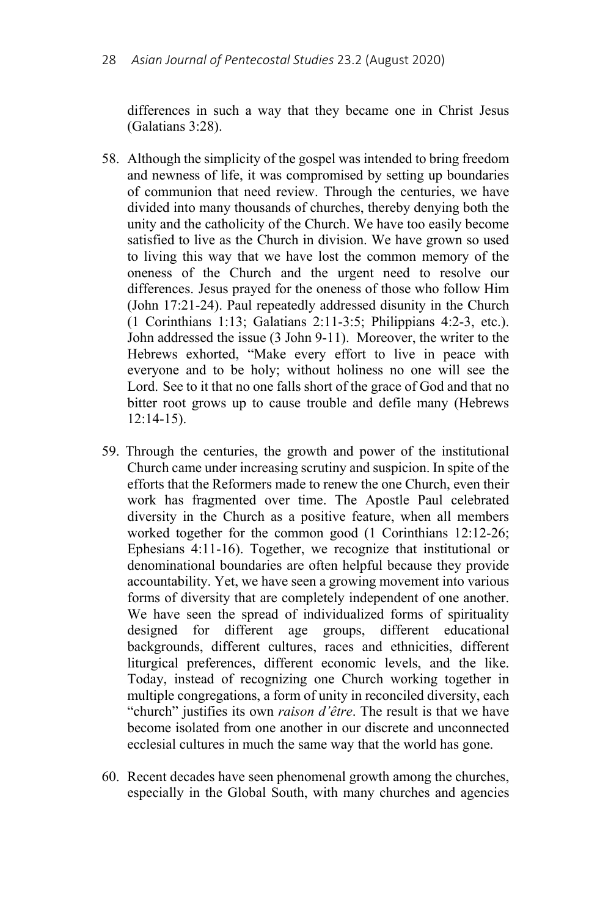differences in such a way that they became one in Christ Jesus (Galatians 3:28).

58. Although the simplicity of the gospel was intended to bring freedom and newness of life, it was compromised by setting up boundaries of communion that need review. Through the centuries, we have divided into many thousands of churches, thereby denying both the unity and the catholicity of the Church. We have too easily become satisfied to live as the Church in division. We have grown so used to living this way that we have lost the common memory of the oneness of the Church and the urgent need to resolve our differences. Jesus prayed for the oneness of those who follow Him (John 17:21-24). Paul repeatedly addressed disunity in the Church (1 Corinthians 1:13; Galatians 2:11-3:5; Philippians 4:2-3, etc.). John addressed the issue (3 John 9-11). Moreover, the writer to the Hebrews exhorted, "Make every effort to live in peace with everyone and to be holy; without holiness no one will see the Lord. See to it that no one falls short of the grace of God and that no bitter root grows up to cause trouble and defile many (Hebrews 12:14-15).

59. Through the centuries, the growth and power of the institutional Church came under increasing scrutiny and suspicion. In spite of the efforts that the Reformers made to renew the one Church, even their work has fragmented over time. The Apostle Paul celebrated diversity in the Church as a positive feature, when all members worked together for the common good (1 Corinthians 12:12-26; Ephesians 4:11-16). Together, we recognize that institutional or denominational boundaries are often helpful because they provide accountability. Yet, we have seen a growing movement into various forms of diversity that are completely independent of one another. We have seen the spread of individualized forms of spirituality designed for different age groups, different educational backgrounds, different cultures, races and ethnicities, different liturgical preferences, different economic levels, and the like. Today, instead of recognizing one Church working together in multiple congregations, a form of unity in reconciled diversity, each "church" justifies its own *raison d'être*. The result is that we have become isolated from one another in our discrete and unconnected ecclesial cultures in much the same way that the world has gone.

60. Recent decades have seen phenomenal growth among the churches, especially in the Global South, with many churches and agencies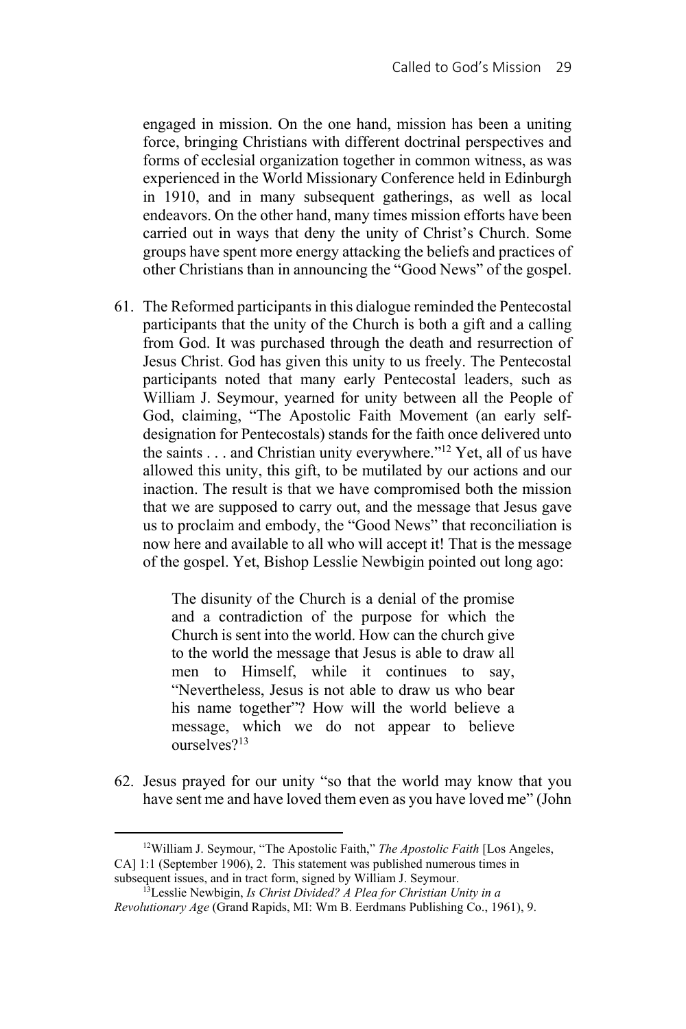engaged in mission. On the one hand, mission has been a uniting force, bringing Christians with different doctrinal perspectives and forms of ecclesial organization together in common witness, as was experienced in the World Missionary Conference held in Edinburgh in 1910, and in many subsequent gatherings, as well as local endeavors. On the other hand, many times mission efforts have been carried out in ways that deny the unity of Christ's Church. Some groups have spent more energy attacking the beliefs and practices of other Christians than in announcing the "Good News" of the gospel.

61. The Reformed participants in this dialogue reminded the Pentecostal participants that the unity of the Church is both a gift and a calling from God. It was purchased through the death and resurrection of Jesus Christ. God has given this unity to us freely. The Pentecostal participants noted that many early Pentecostal leaders, such as William J. Seymour, yearned for unity between all the People of God, claiming, "The Apostolic Faith Movement (an early self-designation for Pentecostals) stands for the faith once delivered unto the saints . . . and Christian unity everywhere."[12] Yet, all of us have allowed this unity, this gift, to be mutilated by our actions and our inaction. The result is that we have compromised both the mission that we are supposed to carry out, and the message that Jesus gave us to proclaim and embody, the "Good News" that reconciliation is now here and available to all who will accept it! That is the message of the gospel. Yet, Bishop Lesslie Newbigin pointed out long ago:

> The disunity of the Church is a denial of the promise and a contradiction of the purpose for which the Church is sent into the world. How can the church give to the world the message that Jesus is able to draw all men to Himself, while it continues to say, "Nevertheless, Jesus is not able to draw us who bear his name together"? How will the world believe a message, which we do not appear to believe ourselves?[13]

62. Jesus prayed for our unity "so that the world may know that you have sent me and have loved them even as you have loved me" (John

---

[12] William J. Seymour, "The Apostolic Faith," *The Apostolic Faith* [Los Angeles, CA] 1:1 (September 1906), 2. This statement was published numerous times in subsequent issues, and in tract form, signed by William J. Seymour.

[13] Lesslie Newbigin, *Is Christ Divided? A Plea for Christian Unity in a Revolutionary Age* (Grand Rapids, MI: Wm B. Eerdmans Publishing Co., 1961), 9.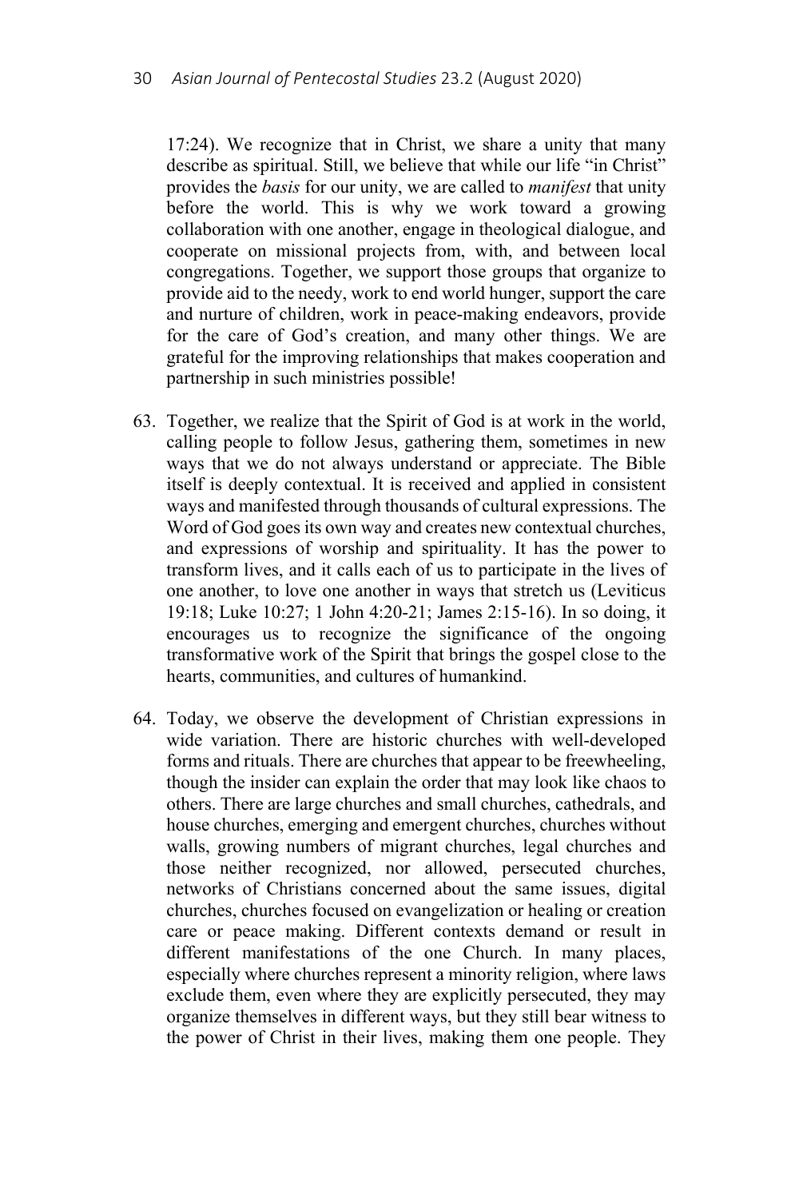17:24). We recognize that in Christ, we share a unity that many describe as spiritual. Still, we believe that while our life "in Christ" provides the *basis* for our unity, we are called to *manifest* that unity before the world. This is why we work toward a growing collaboration with one another, engage in theological dialogue, and cooperate on missional projects from, with, and between local congregations. Together, we support those groups that organize to provide aid to the needy, work to end world hunger, support the care and nurture of children, work in peace-making endeavors, provide for the care of God's creation, and many other things. We are grateful for the improving relationships that makes cooperation and partnership in such ministries possible!

63. Together, we realize that the Spirit of God is at work in the world, calling people to follow Jesus, gathering them, sometimes in new ways that we do not always understand or appreciate. The Bible itself is deeply contextual. It is received and applied in consistent ways and manifested through thousands of cultural expressions. The Word of God goes its own way and creates new contextual churches, and expressions of worship and spirituality. It has the power to transform lives, and it calls each of us to participate in the lives of one another, to love one another in ways that stretch us (Leviticus 19:18; Luke 10:27; 1 John 4:20-21; James 2:15-16). In so doing, it encourages us to recognize the significance of the ongoing transformative work of the Spirit that brings the gospel close to the hearts, communities, and cultures of humankind.

64. Today, we observe the development of Christian expressions in wide variation. There are historic churches with well-developed forms and rituals. There are churches that appear to be freewheeling, though the insider can explain the order that may look like chaos to others. There are large churches and small churches, cathedrals, and house churches, emerging and emergent churches, churches without walls, growing numbers of migrant churches, legal churches and those neither recognized, nor allowed, persecuted churches, networks of Christians concerned about the same issues, digital churches, churches focused on evangelization or healing or creation care or peace making. Different contexts demand or result in different manifestations of the one Church. In many places, especially where churches represent a minority religion, where laws exclude them, even where they are explicitly persecuted, they may organize themselves in different ways, but they still bear witness to the power of Christ in their lives, making them one people. They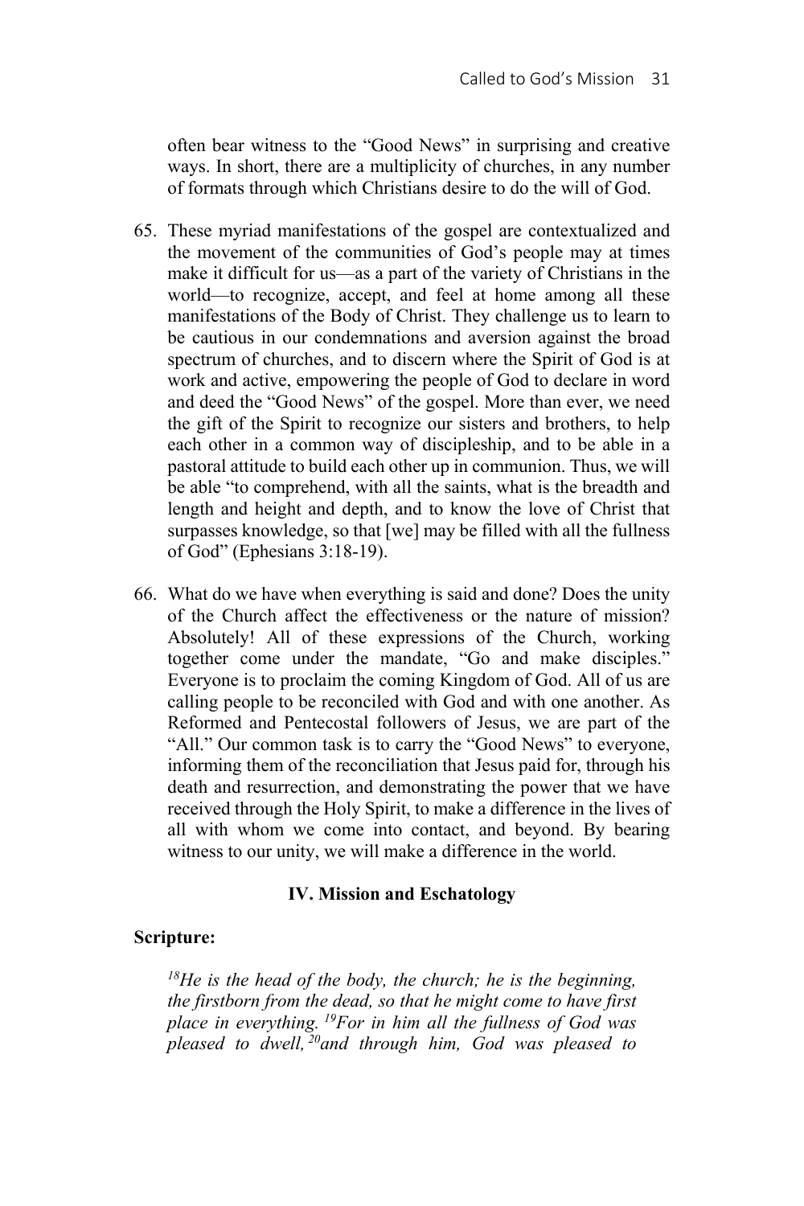often bear witness to the "Good News" in surprising and creative ways. In short, there are a multiplicity of churches, in any number of formats through which Christians desire to do the will of God.

65. These myriad manifestations of the gospel are contextualized and the movement of the communities of God's people may at times make it difficult for us—as a part of the variety of Christians in the world—to recognize, accept, and feel at home among all these manifestations of the Body of Christ. They challenge us to learn to be cautious in our condemnations and aversion against the broad spectrum of churches, and to discern where the Spirit of God is at work and active, empowering the people of God to declare in word and deed the "Good News" of the gospel. More than ever, we need the gift of the Spirit to recognize our sisters and brothers, to help each other in a common way of discipleship, and to be able in a pastoral attitude to build each other up in communion. Thus, we will be able "to comprehend, with all the saints, what is the breadth and length and height and depth, and to know the love of Christ that surpasses knowledge, so that [we] may be filled with all the fullness of God" (Ephesians 3:18-19).

66. What do we have when everything is said and done? Does the unity of the Church affect the effectiveness or the nature of mission? Absolutely! All of these expressions of the Church, working together come under the mandate, "Go and make disciples." Everyone is to proclaim the coming Kingdom of God. All of us are calling people to be reconciled with God and with one another. As Reformed and Pentecostal followers of Jesus, we are part of the "All." Our common task is to carry the "Good News" to everyone, informing them of the reconciliation that Jesus paid for, through his death and resurrection, and demonstrating the power that we have received through the Holy Spirit, to make a difference in the lives of all with whom we come into contact, and beyond. By bearing witness to our unity, we will make a difference in the world.

## IV. Mission and Eschatology

**Scripture:**

*[18]He is the head of the body, the church; he is the beginning, the firstborn from the dead, so that he might come to have first place in everything. [19]For in him all the fullness of God was pleased to dwell, [20]and through him, God was pleased to*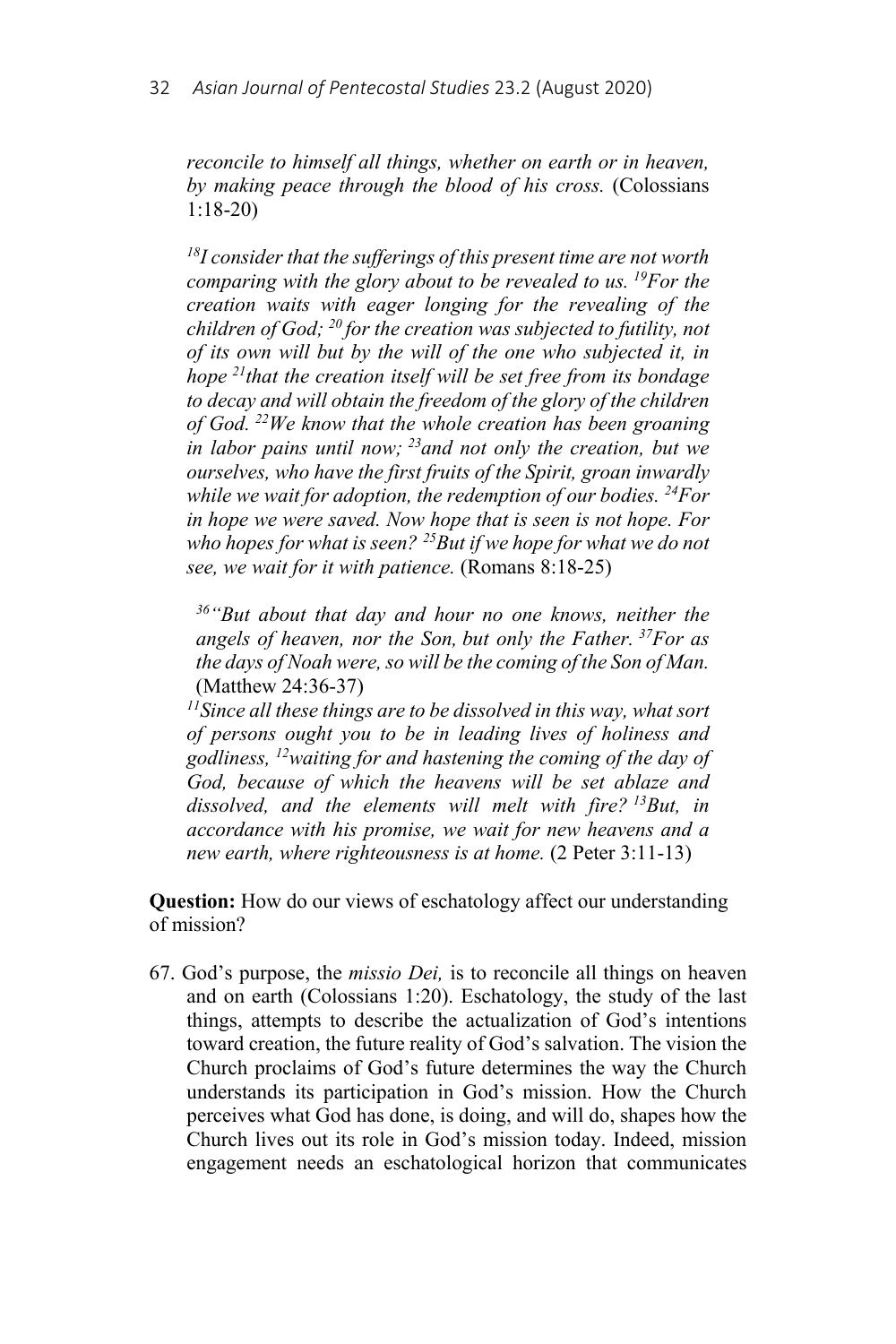*reconcile to himself all things, whether on earth or in heaven, by making peace through the blood of his cross.* (Colossians 1:18-20)

*[18]I consider that the sufferings of this present time are not worth comparing with the glory about to be revealed to us. [19]For the creation waits with eager longing for the revealing of the children of God; [20] for the creation was subjected to futility, not of its own will but by the will of the one who subjected it, in hope [21]that the creation itself will be set free from its bondage to decay and will obtain the freedom of the glory of the children of God. [22]We know that the whole creation has been groaning in labor pains until now; [23]and not only the creation, but we ourselves, who have the first fruits of the Spirit, groan inwardly while we wait for adoption, the redemption of our bodies. [24]For in hope we were saved. Now hope that is seen is not hope. For who hopes for what is seen? [25]But if we hope for what we do not see, we wait for it with patience.* (Romans 8:18-25)

*[36]"But about that day and hour no one knows, neither the angels of heaven, nor the Son, but only the Father. [37]For as the days of Noah were, so will be the coming of the Son of Man.* (Matthew 24:36-37)

*[11]Since all these things are to be dissolved in this way, what sort of persons ought you to be in leading lives of holiness and godliness, [12]waiting for and hastening the coming of the day of God, because of which the heavens will be set ablaze and dissolved, and the elements will melt with fire? [13]But, in accordance with his promise, we wait for new heavens and a new earth, where righteousness is at home.* (2 Peter 3:11-13)

**Question:** How do our views of eschatology affect our understanding of mission?

67. God's purpose, the *missio Dei,* is to reconcile all things on heaven and on earth (Colossians 1:20). Eschatology, the study of the last things, attempts to describe the actualization of God's intentions toward creation, the future reality of God's salvation. The vision the Church proclaims of God's future determines the way the Church understands its participation in God's mission. How the Church perceives what God has done, is doing, and will do, shapes how the Church lives out its role in God's mission today. Indeed, mission engagement needs an eschatological horizon that communicates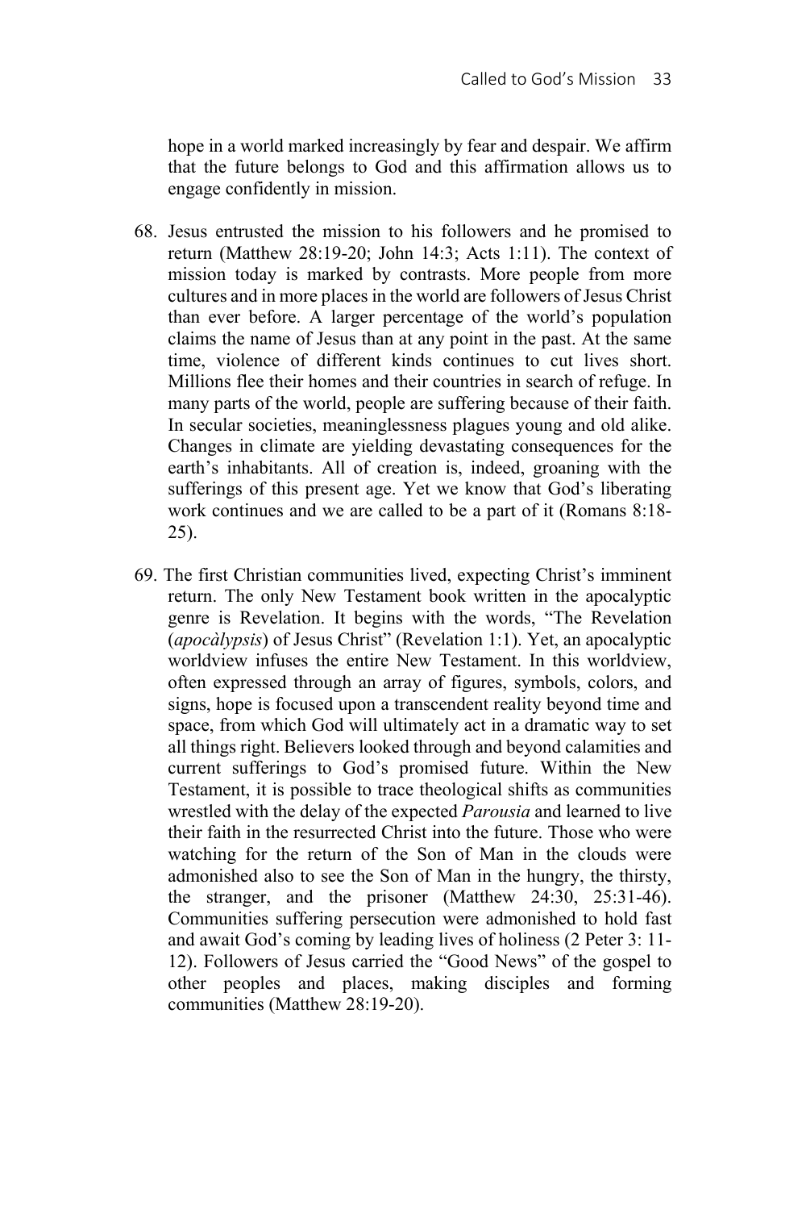hope in a world marked increasingly by fear and despair. We affirm that the future belongs to God and this affirmation allows us to engage confidently in mission.

68. Jesus entrusted the mission to his followers and he promised to return (Matthew 28:19-20; John 14:3; Acts 1:11). The context of mission today is marked by contrasts. More people from more cultures and in more places in the world are followers of Jesus Christ than ever before. A larger percentage of the world's population claims the name of Jesus than at any point in the past. At the same time, violence of different kinds continues to cut lives short. Millions flee their homes and their countries in search of refuge. In many parts of the world, people are suffering because of their faith. In secular societies, meaninglessness plagues young and old alike. Changes in climate are yielding devastating consequences for the earth's inhabitants. All of creation is, indeed, groaning with the sufferings of this present age. Yet we know that God's liberating work continues and we are called to be a part of it (Romans 8:18-25).

69. The first Christian communities lived, expecting Christ's imminent return. The only New Testament book written in the apocalyptic genre is Revelation. It begins with the words, "The Revelation (*apocàlypsis*) of Jesus Christ" (Revelation 1:1). Yet, an apocalyptic worldview infuses the entire New Testament. In this worldview, often expressed through an array of figures, symbols, colors, and signs, hope is focused upon a transcendent reality beyond time and space, from which God will ultimately act in a dramatic way to set all things right. Believers looked through and beyond calamities and current sufferings to God's promised future. Within the New Testament, it is possible to trace theological shifts as communities wrestled with the delay of the expected *Parousia* and learned to live their faith in the resurrected Christ into the future. Those who were watching for the return of the Son of Man in the clouds were admonished also to see the Son of Man in the hungry, the thirsty, the stranger, and the prisoner (Matthew 24:30, 25:31-46). Communities suffering persecution were admonished to hold fast and await God's coming by leading lives of holiness (2 Peter 3: 11-12). Followers of Jesus carried the "Good News" of the gospel to other peoples and places, making disciples and forming communities (Matthew 28:19-20).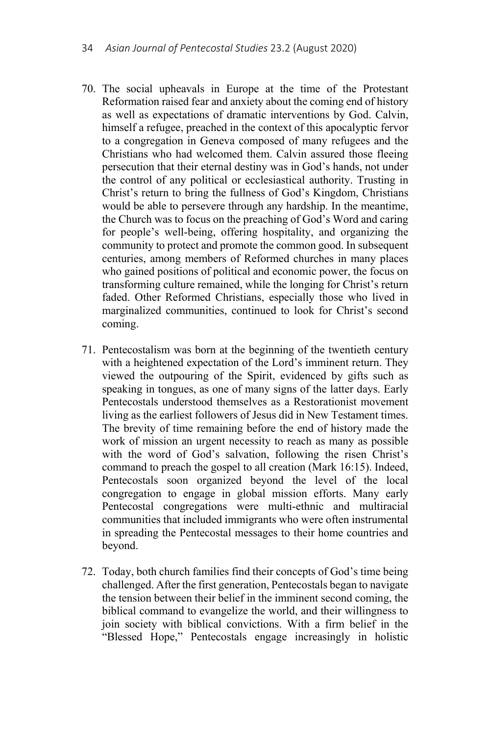70. The social upheavals in Europe at the time of the Protestant Reformation raised fear and anxiety about the coming end of history as well as expectations of dramatic interventions by God. Calvin, himself a refugee, preached in the context of this apocalyptic fervor to a congregation in Geneva composed of many refugees and the Christians who had welcomed them. Calvin assured those fleeing persecution that their eternal destiny was in God's hands, not under the control of any political or ecclesiastical authority. Trusting in Christ's return to bring the fullness of God's Kingdom, Christians would be able to persevere through any hardship. In the meantime, the Church was to focus on the preaching of God's Word and caring for people's well-being, offering hospitality, and organizing the community to protect and promote the common good. In subsequent centuries, among members of Reformed churches in many places who gained positions of political and economic power, the focus on transforming culture remained, while the longing for Christ's return faded. Other Reformed Christians, especially those who lived in marginalized communities, continued to look for Christ's second coming.

71. Pentecostalism was born at the beginning of the twentieth century with a heightened expectation of the Lord's imminent return. They viewed the outpouring of the Spirit, evidenced by gifts such as speaking in tongues, as one of many signs of the latter days. Early Pentecostals understood themselves as a Restorationist movement living as the earliest followers of Jesus did in New Testament times. The brevity of time remaining before the end of history made the work of mission an urgent necessity to reach as many as possible with the word of God's salvation, following the risen Christ's command to preach the gospel to all creation (Mark 16:15). Indeed, Pentecostals soon organized beyond the level of the local congregation to engage in global mission efforts. Many early Pentecostal congregations were multi-ethnic and multiracial communities that included immigrants who were often instrumental in spreading the Pentecostal messages to their home countries and beyond.

72. Today, both church families find their concepts of God's time being challenged. After the first generation, Pentecostals began to navigate the tension between their belief in the imminent second coming, the biblical command to evangelize the world, and their willingness to join society with biblical convictions. With a firm belief in the "Blessed Hope," Pentecostals engage increasingly in holistic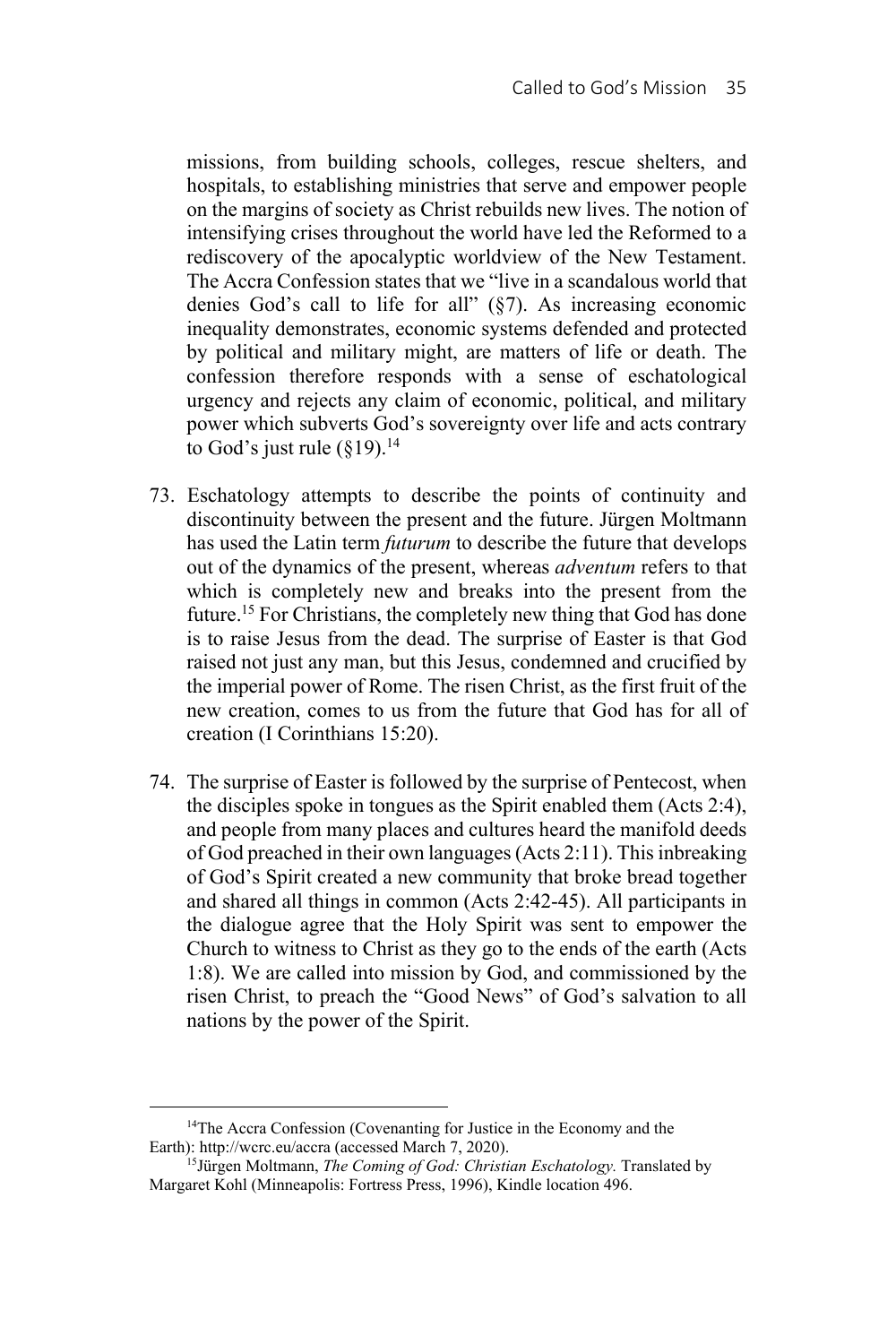missions, from building schools, colleges, rescue shelters, and hospitals, to establishing ministries that serve and empower people on the margins of society as Christ rebuilds new lives. The notion of intensifying crises throughout the world have led the Reformed to a rediscovery of the apocalyptic worldview of the New Testament. The Accra Confession states that we "live in a scandalous world that denies God's call to life for all" (§7). As increasing economic inequality demonstrates, economic systems defended and protected by political and military might, are matters of life or death. The confession therefore responds with a sense of eschatological urgency and rejects any claim of economic, political, and military power which subverts God's sovereignty over life and acts contrary to God's just rule (§19).[14]

73. Eschatology attempts to describe the points of continuity and discontinuity between the present and the future. Jürgen Moltmann has used the Latin term *futurum* to describe the future that develops out of the dynamics of the present, whereas *adventum* refers to that which is completely new and breaks into the present from the future.[15] For Christians, the completely new thing that God has done is to raise Jesus from the dead. The surprise of Easter is that God raised not just any man, but this Jesus, condemned and crucified by the imperial power of Rome. The risen Christ, as the first fruit of the new creation, comes to us from the future that God has for all of creation (I Corinthians 15:20).

74. The surprise of Easter is followed by the surprise of Pentecost, when the disciples spoke in tongues as the Spirit enabled them (Acts 2:4), and people from many places and cultures heard the manifold deeds of God preached in their own languages (Acts 2:11). This inbreaking of God's Spirit created a new community that broke bread together and shared all things in common (Acts 2:42-45). All participants in the dialogue agree that the Holy Spirit was sent to empower the Church to witness to Christ as they go to the ends of the earth (Acts 1:8). We are called into mission by God, and commissioned by the risen Christ, to preach the "Good News" of God's salvation to all nations by the power of the Spirit.

---

[14] The Accra Confession (Covenanting for Justice in the Economy and the Earth): http://wcrc.eu/accra (accessed March 7, 2020).

[15] Jürgen Moltmann, *The Coming of God: Christian Eschatology.* Translated by Margaret Kohl (Minneapolis: Fortress Press, 1996), Kindle location 496.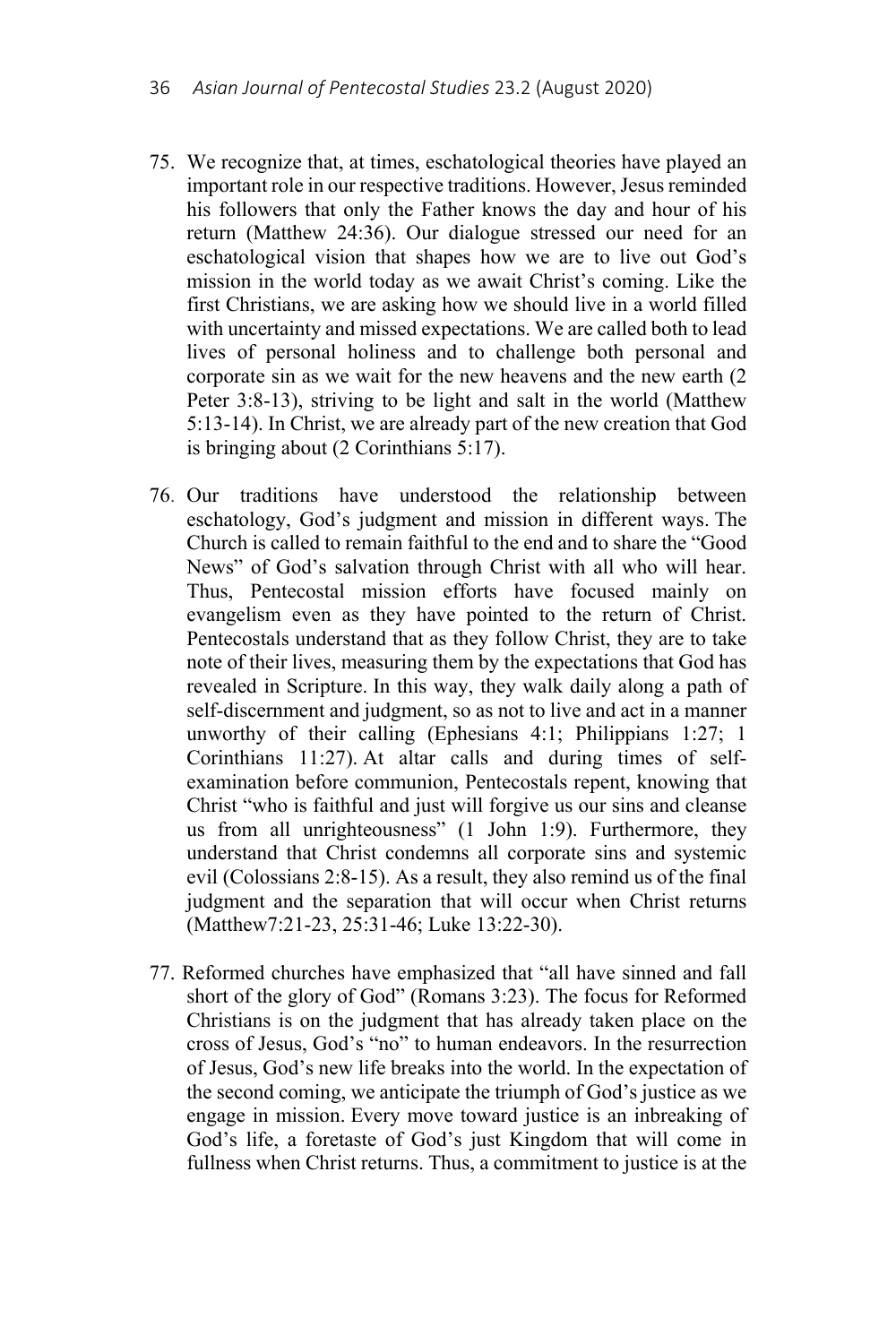75. We recognize that, at times, eschatological theories have played an important role in our respective traditions. However, Jesus reminded his followers that only the Father knows the day and hour of his return (Matthew 24:36). Our dialogue stressed our need for an eschatological vision that shapes how we are to live out God's mission in the world today as we await Christ's coming. Like the first Christians, we are asking how we should live in a world filled with uncertainty and missed expectations. We are called both to lead lives of personal holiness and to challenge both personal and corporate sin as we wait for the new heavens and the new earth (2 Peter 3:8-13), striving to be light and salt in the world (Matthew 5:13-14). In Christ, we are already part of the new creation that God is bringing about (2 Corinthians 5:17).

76. Our traditions have understood the relationship between eschatology, God's judgment and mission in different ways. The Church is called to remain faithful to the end and to share the "Good News" of God's salvation through Christ with all who will hear. Thus, Pentecostal mission efforts have focused mainly on evangelism even as they have pointed to the return of Christ. Pentecostals understand that as they follow Christ, they are to take note of their lives, measuring them by the expectations that God has revealed in Scripture. In this way, they walk daily along a path of self-discernment and judgment, so as not to live and act in a manner unworthy of their calling (Ephesians 4:1; Philippians 1:27; 1 Corinthians 11:27). At altar calls and during times of self-examination before communion, Pentecostals repent, knowing that Christ "who is faithful and just will forgive us our sins and cleanse us from all unrighteousness" (1 John 1:9). Furthermore, they understand that Christ condemns all corporate sins and systemic evil (Colossians 2:8-15). As a result, they also remind us of the final judgment and the separation that will occur when Christ returns (Matthew7:21-23, 25:31-46; Luke 13:22-30).

77. Reformed churches have emphasized that "all have sinned and fall short of the glory of God" (Romans 3:23). The focus for Reformed Christians is on the judgment that has already taken place on the cross of Jesus, God's "no" to human endeavors. In the resurrection of Jesus, God's new life breaks into the world. In the expectation of the second coming, we anticipate the triumph of God's justice as we engage in mission. Every move toward justice is an inbreaking of God's life, a foretaste of God's just Kingdom that will come in fullness when Christ returns. Thus, a commitment to justice is at the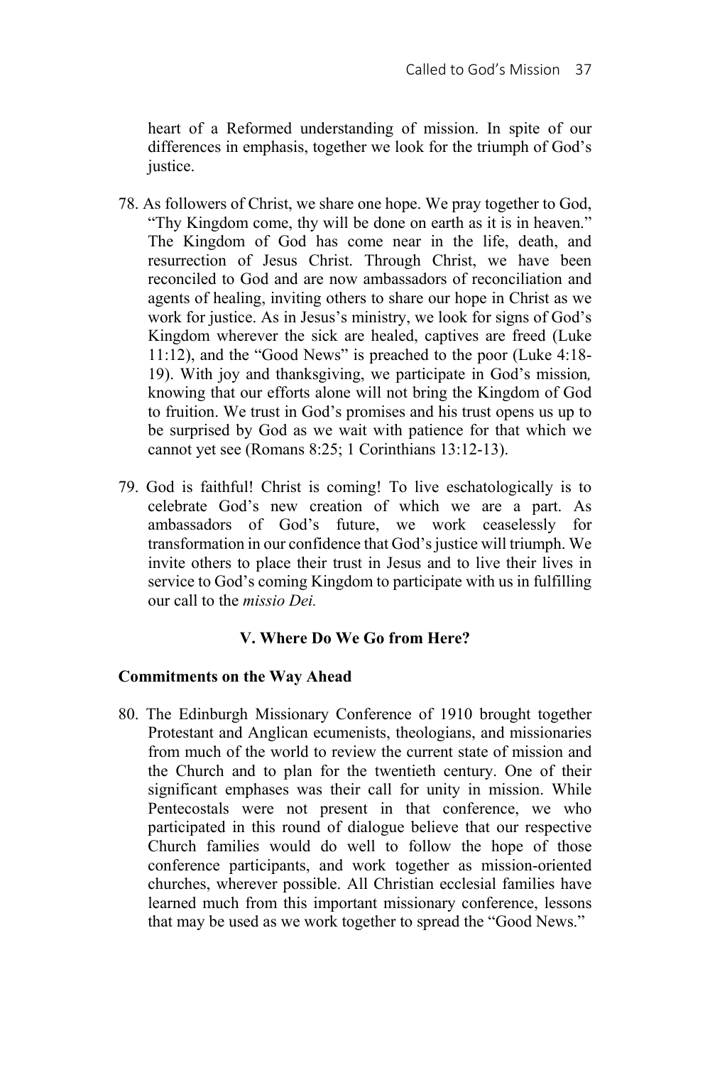heart of a Reformed understanding of mission. In spite of our differences in emphasis, together we look for the triumph of God's justice.

78. As followers of Christ, we share one hope. We pray together to God, "Thy Kingdom come, thy will be done on earth as it is in heaven." The Kingdom of God has come near in the life, death, and resurrection of Jesus Christ. Through Christ, we have been reconciled to God and are now ambassadors of reconciliation and agents of healing, inviting others to share our hope in Christ as we work for justice. As in Jesus's ministry, we look for signs of God's Kingdom wherever the sick are healed, captives are freed (Luke 11:12), and the "Good News" is preached to the poor (Luke 4:18-19). With joy and thanksgiving, we participate in God's mission*,* knowing that our efforts alone will not bring the Kingdom of God to fruition. We trust in God's promises and his trust opens us up to be surprised by God as we wait with patience for that which we cannot yet see (Romans 8:25; 1 Corinthians 13:12-13).

79. God is faithful! Christ is coming! To live eschatologically is to celebrate God's new creation of which we are a part. As ambassadors of God's future, we work ceaselessly for transformation in our confidence that God's justice will triumph. We invite others to place their trust in Jesus and to live their lives in service to God's coming Kingdom to participate with us in fulfilling our call to the *missio Dei.*

## V. Where Do We Go from Here?

### Commitments on the Way Ahead

80. The Edinburgh Missionary Conference of 1910 brought together Protestant and Anglican ecumenists, theologians, and missionaries from much of the world to review the current state of mission and the Church and to plan for the twentieth century. One of their significant emphases was their call for unity in mission. While Pentecostals were not present in that conference, we who participated in this round of dialogue believe that our respective Church families would do well to follow the hope of those conference participants, and work together as mission-oriented churches, wherever possible. All Christian ecclesial families have learned much from this important missionary conference, lessons that may be used as we work together to spread the "Good News."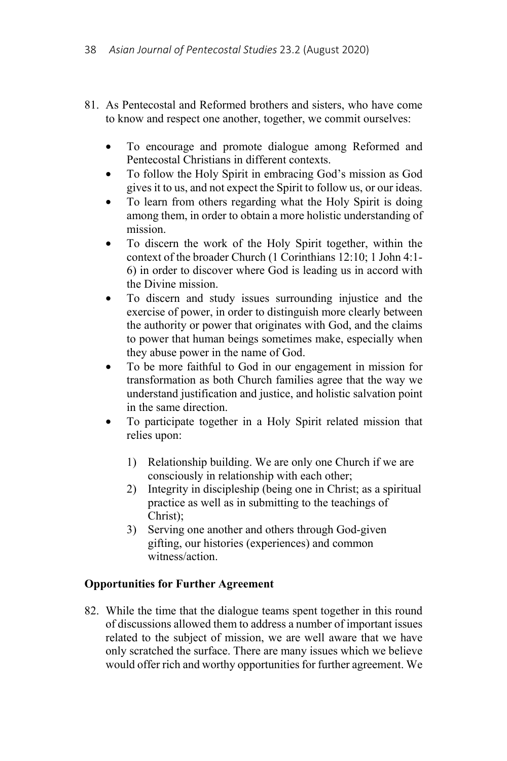81. As Pentecostal and Reformed brothers and sisters, who have come to know and respect one another, together, we commit ourselves:

    - To encourage and promote dialogue among Reformed and Pentecostal Christians in different contexts.
    - To follow the Holy Spirit in embracing God's mission as God gives it to us, and not expect the Spirit to follow us, or our ideas.
    - To learn from others regarding what the Holy Spirit is doing among them, in order to obtain a more holistic understanding of mission.
    - To discern the work of the Holy Spirit together, within the context of the broader Church (1 Corinthians 12:10; 1 John 4:1-6) in order to discover where God is leading us in accord with the Divine mission.
    - To discern and study issues surrounding injustice and the exercise of power, in order to distinguish more clearly between the authority or power that originates with God, and the claims to power that human beings sometimes make, especially when they abuse power in the name of God.
    - To be more faithful to God in our engagement in mission for transformation as both Church families agree that the way we understand justification and justice, and holistic salvation point in the same direction.
    - To participate together in a Holy Spirit related mission that relies upon:

        1) Relationship building. We are only one Church if we are consciously in relationship with each other;
        2) Integrity in discipleship (being one in Christ; as a spiritual practice as well as in submitting to the teachings of Christ);
        3) Serving one another and others through God-given gifting, our histories (experiences) and common witness/action.

**Opportunities for Further Agreement**

82. While the time that the dialogue teams spent together in this round of discussions allowed them to address a number of important issues related to the subject of mission, we are well aware that we have only scratched the surface. There are many issues which we believe would offer rich and worthy opportunities for further agreement. We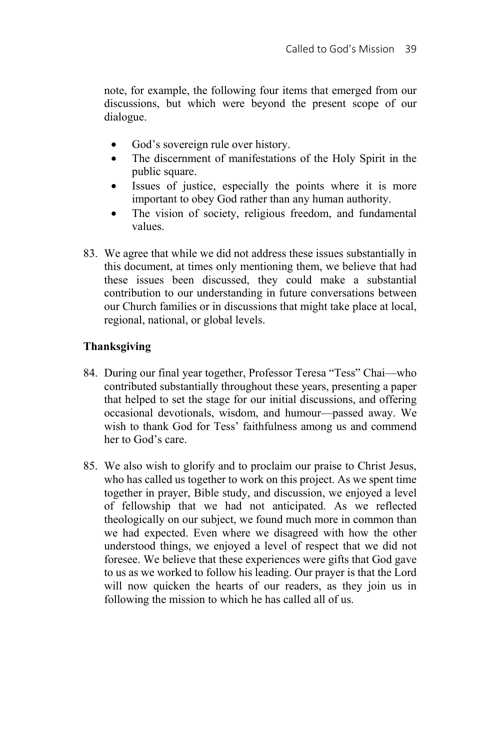note, for example, the following four items that emerged from our discussions, but which were beyond the present scope of our dialogue.

- God's sovereign rule over history.
- The discernment of manifestations of the Holy Spirit in the public square.
- Issues of justice, especially the points where it is more important to obey God rather than any human authority.
- The vision of society, religious freedom, and fundamental values.

83. We agree that while we did not address these issues substantially in this document, at times only mentioning them, we believe that had these issues been discussed, they could make a substantial contribution to our understanding in future conversations between our Church families or in discussions that might take place at local, regional, national, or global levels.

**Thanksgiving**

84. During our final year together, Professor Teresa "Tess" Chai—who contributed substantially throughout these years, presenting a paper that helped to set the stage for our initial discussions, and offering occasional devotionals, wisdom, and humour—passed away. We wish to thank God for Tess' faithfulness among us and commend her to God's care.

85. We also wish to glorify and to proclaim our praise to Christ Jesus, who has called us together to work on this project. As we spent time together in prayer, Bible study, and discussion, we enjoyed a level of fellowship that we had not anticipated. As we reflected theologically on our subject, we found much more in common than we had expected. Even where we disagreed with how the other understood things, we enjoyed a level of respect that we did not foresee. We believe that these experiences were gifts that God gave to us as we worked to follow his leading. Our prayer is that the Lord will now quicken the hearts of our readers, as they join us in following the mission to which he has called all of us.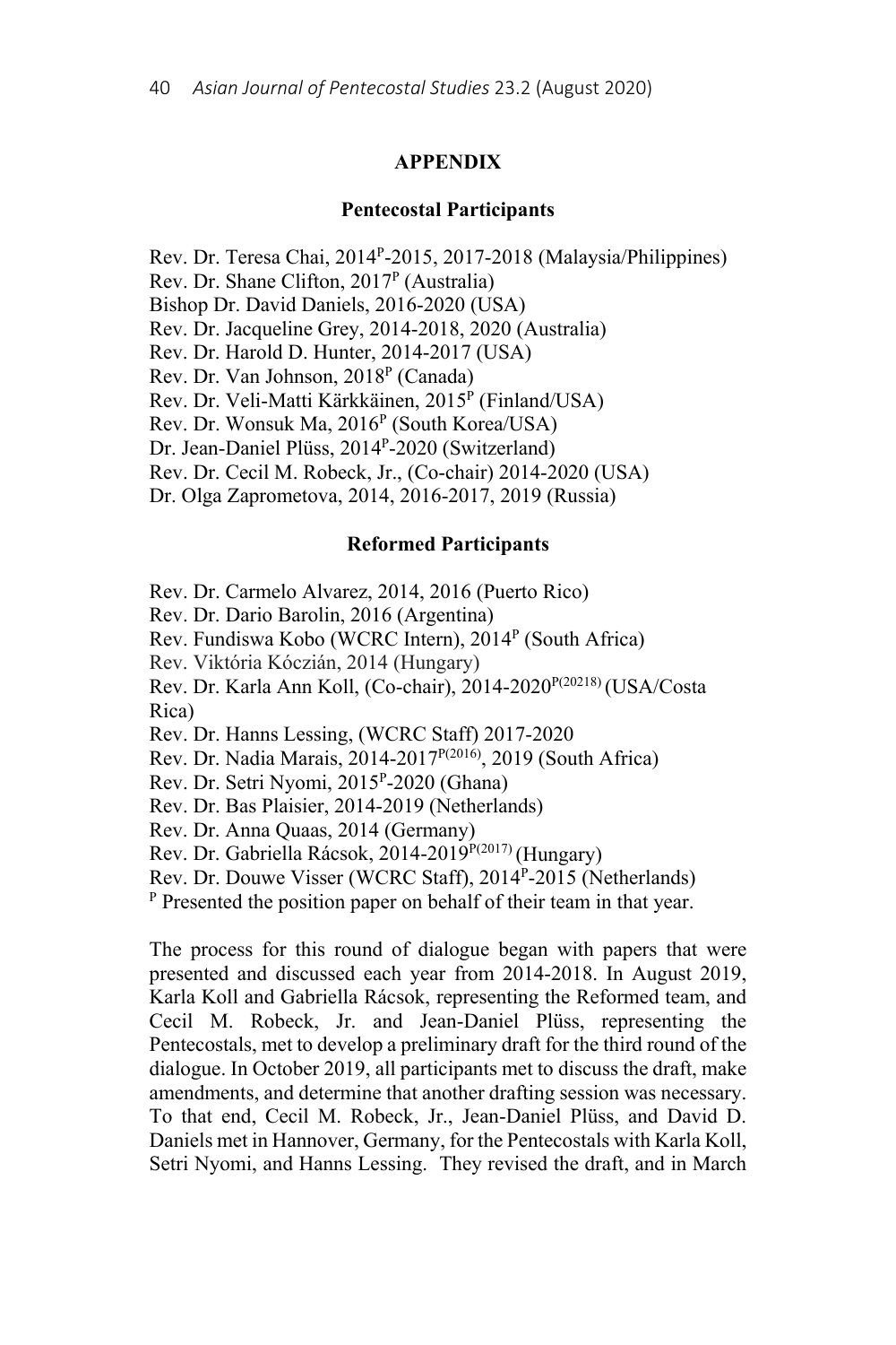## APPENDIX

### Pentecostal Participants

Rev. Dr. Teresa Chai, 2014[P]-2015, 2017-2018 (Malaysia/Philippines)
Rev. Dr. Shane Clifton, 2017[P] (Australia)
Bishop Dr. David Daniels, 2016-2020 (USA)
Rev. Dr. Jacqueline Grey, 2014-2018, 2020 (Australia)
Rev. Dr. Harold D. Hunter, 2014-2017 (USA)
Rev. Dr. Van Johnson, 2018[P] (Canada)
Rev. Dr. Veli-Matti Kärkkäinen, 2015[P] (Finland/USA)
Rev. Dr. Wonsuk Ma, 2016[P] (South Korea/USA)
Dr. Jean-Daniel Plüss, 2014[P]-2020 (Switzerland)
Rev. Dr. Cecil M. Robeck, Jr., (Co-chair) 2014-2020 (USA)
Dr. Olga Zaprometova, 2014, 2016-2017, 2019 (Russia)

### Reformed Participants

Rev. Dr. Carmelo Alvarez, 2014, 2016 (Puerto Rico)
Rev. Dr. Dario Barolin, 2016 (Argentina)
Rev. Fundiswa Kobo (WCRC Intern), 2014[P] (South Africa)
Rev. Viktória Kóczián, 2014 (Hungary)
Rev. Dr. Karla Ann Koll, (Co-chair), 2014-2020[P(20218)] (USA/Costa Rica)
Rev. Dr. Hanns Lessing, (WCRC Staff) 2017-2020
Rev. Dr. Nadia Marais, 2014-2017[P(2016)], 2019 (South Africa)
Rev. Dr. Setri Nyomi, 2015[P]-2020 (Ghana)
Rev. Dr. Bas Plaisier, 2014-2019 (Netherlands)
Rev. Dr. Anna Quaas, 2014 (Germany)
Rev. Dr. Gabriella Rácsok, 2014-2019[P(2017)] (Hungary)
Rev. Dr. Douwe Visser (WCRC Staff), 2014[P]-2015 (Netherlands)
[P] Presented the position paper on behalf of their team in that year.

The process for this round of dialogue began with papers that were presented and discussed each year from 2014-2018. In August 2019, Karla Koll and Gabriella Rácsok, representing the Reformed team, and Cecil M. Robeck, Jr. and Jean-Daniel Plüss, representing the Pentecostals, met to develop a preliminary draft for the third round of the dialogue. In October 2019, all participants met to discuss the draft, make amendments, and determine that another drafting session was necessary. To that end, Cecil M. Robeck, Jr., Jean-Daniel Plüss, and David D. Daniels met in Hannover, Germany, for the Pentecostals with Karla Koll, Setri Nyomi, and Hanns Lessing. They revised the draft, and in March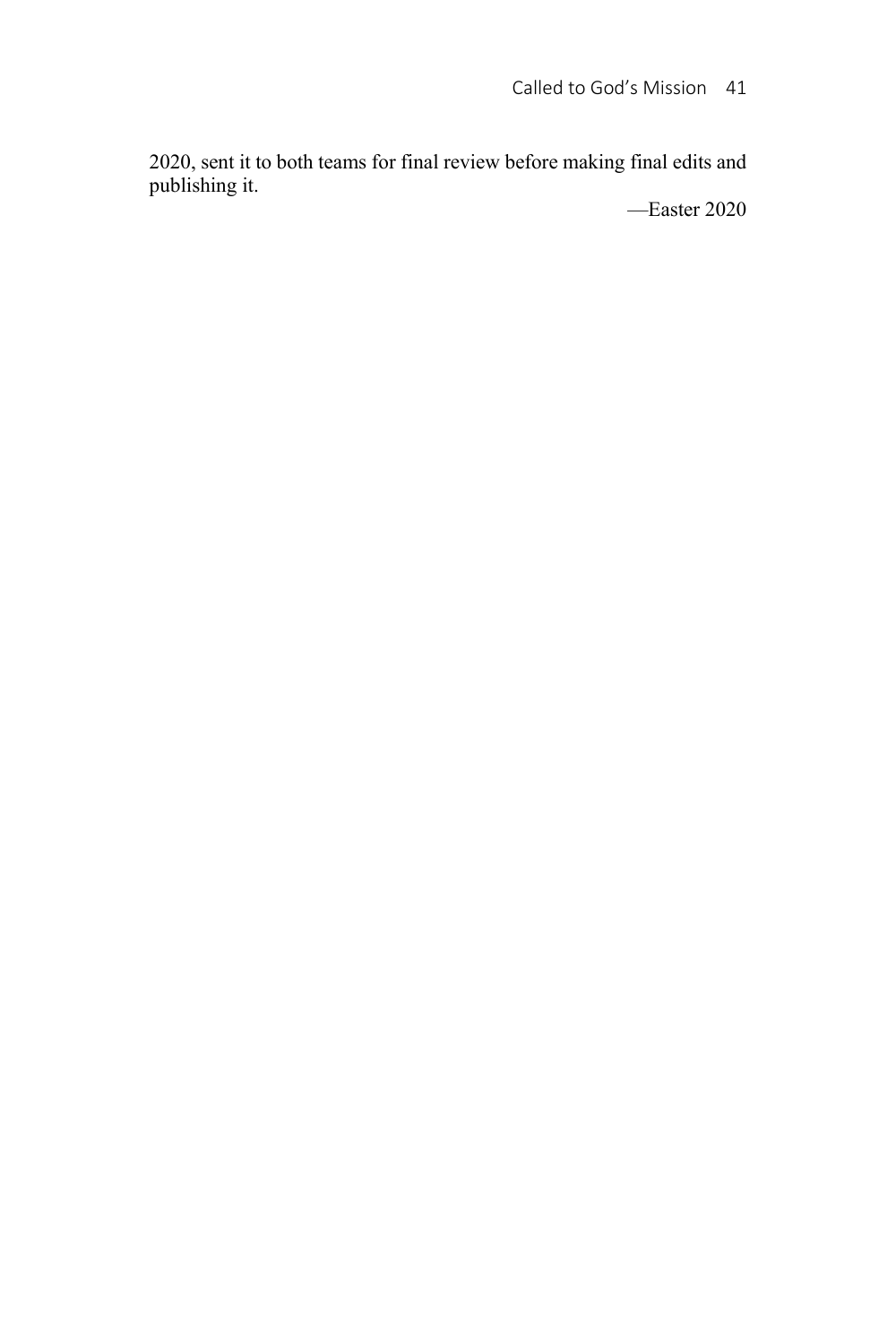2020, sent it to both teams for final review before making final edits and publishing it.

—Easter 2020